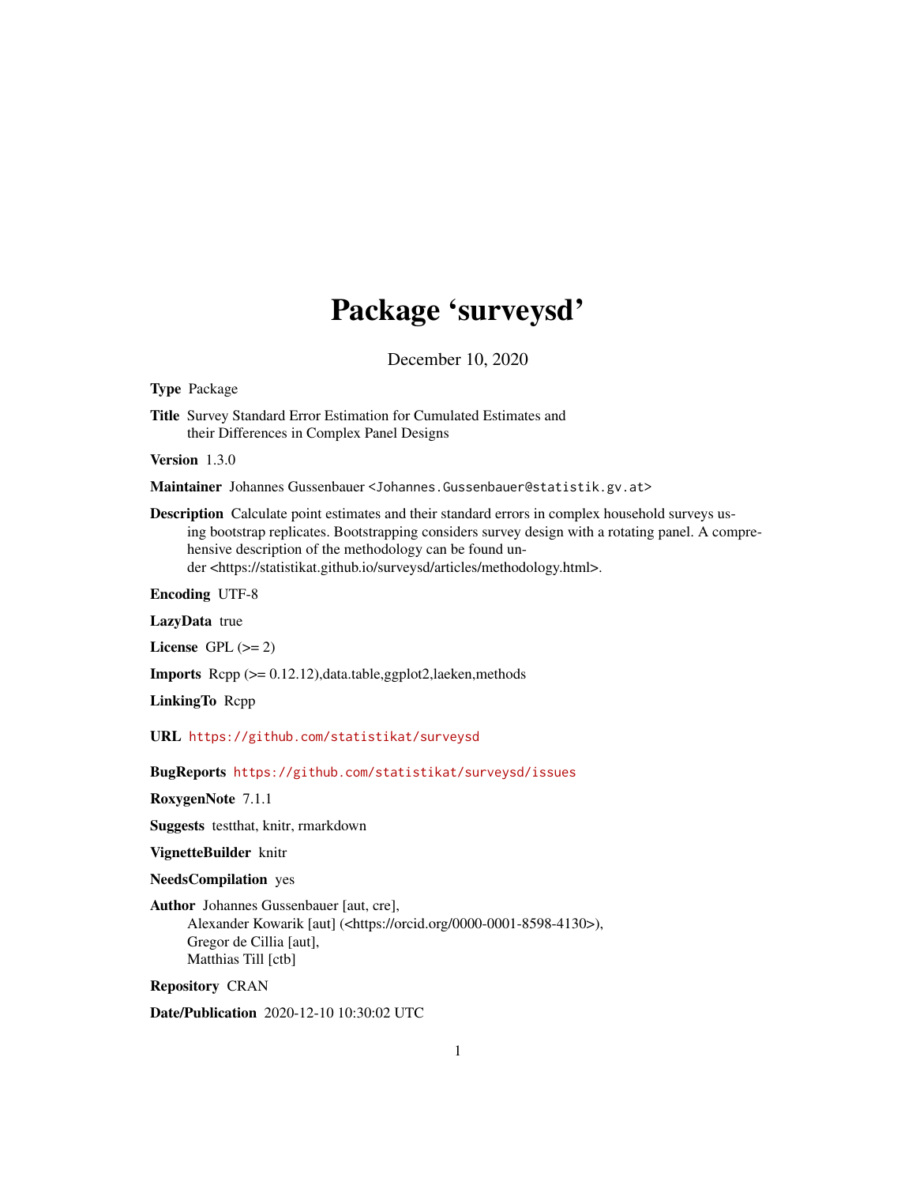# Package ‘surveysd’

December 10, 2020

**Type** Package

**Title** Survey Standard Error Estimation for Cumulated Estimates and their Differences in Complex Panel Designs

**Version** 1.3.0

**Maintainer** Johannes Gussenbauer <Johannes.Gussenbauer@statistik.gv.at>

**Description** Calculate point estimates and their standard errors in complex household surveys using bootstrap replicates. Bootstrapping considers survey design with a rotating panel. A comprehensive description of the methodology can be found under <https://statistikat.github.io/surveysd/articles/methodology.html>.

**Encoding** UTF-8

**LazyData** true

**License** GPL (>= 2)

**Imports** Rcpp (>= 0.12.12),data.table,ggplot2,laeken,methods

**LinkingTo** Rcpp

**URL** https://github.com/statistikat/surveysd

**BugReports** https://github.com/statistikat/surveysd/issues

**RoxygenNote** 7.1.1

**Suggests** testthat, knitr, rmarkdown

**VignetteBuilder** knitr

**NeedsCompilation** yes

**Author** Johannes Gussenbauer [aut, cre],
Alexander Kowarik [aut] (<https://orcid.org/0000-0001-8598-4130>),
Gregor de Cillia [aut],
Matthias Till [ctb]

**Repository** CRAN

**Date/Publication** 2020-12-10 10:30:02 UTC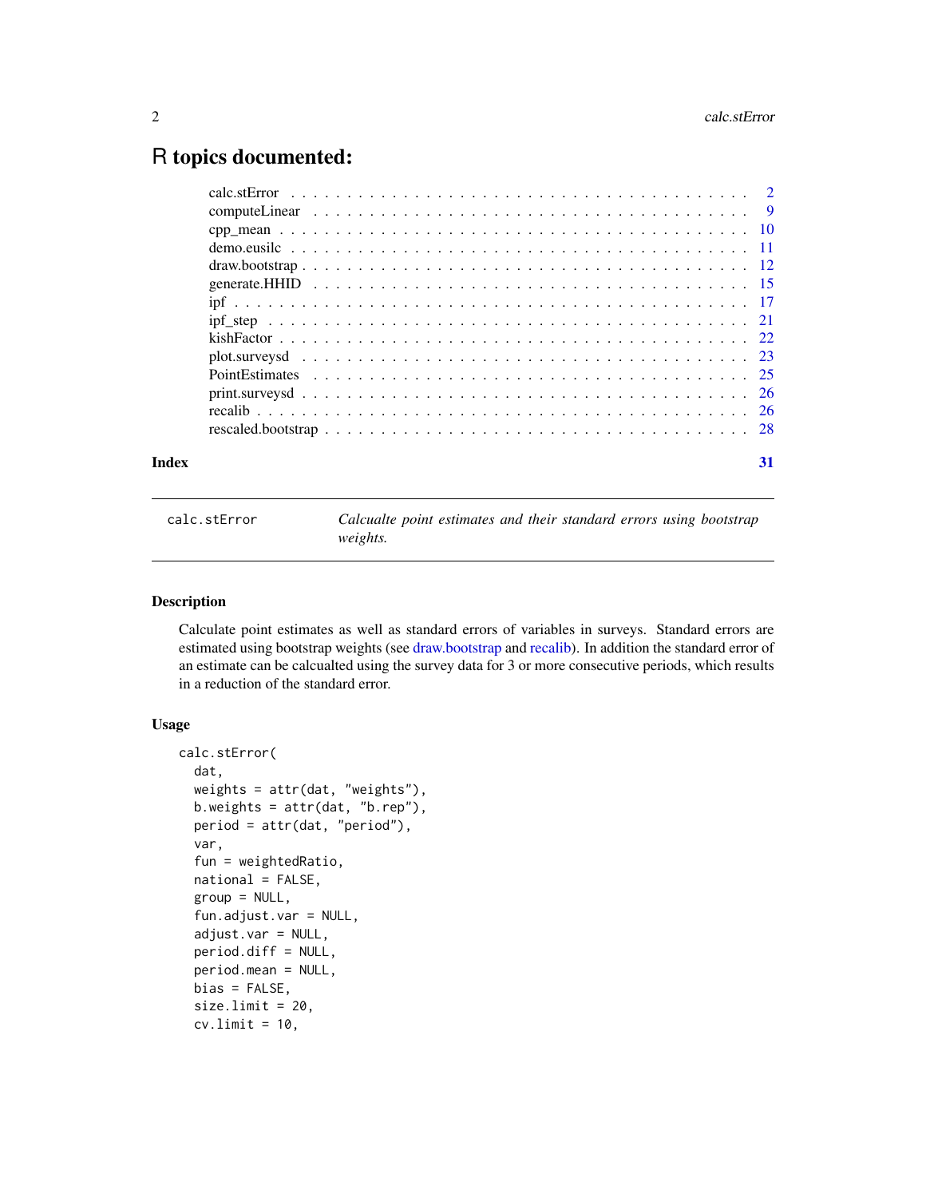# R topics documented:

| | |
|---|---|
| calc.stError | 2 |
| computeLinear | 9 |
| cpp_mean | 10 |
| demo.eusilc | 11 |
| draw.bootstrap | 12 |
| generate.HHID | 15 |
| ipf | 17 |
| ipf_step | 21 |
| kishFactor | 22 |
| plot.surveysd | 23 |
| PointEstimates | 25 |
| print.surveysd | 26 |
| recalib | 26 |
| rescaled.bootstrap | 28 |

**Index** **31**

---

`calc.stError` *Calcualte point estimates and their standard errors using bootstrap weights.*

---

### Description

Calculate point estimates as well as standard errors of variables in surveys. Standard errors are estimated using bootstrap weights (see draw.bootstrap and recalib). In addition the standard error of an estimate can be calcualted using the survey data for 3 or more consecutive periods, which results in a reduction of the standard error.

### Usage

```
calc.stError(
  dat,
  weights = attr(dat, "weights"),
  b.weights = attr(dat, "b.rep"),
  period = attr(dat, "period"),
  var,
  fun = weightedRatio,
  national = FALSE,
  group = NULL,
  fun.adjust.var = NULL,
  adjust.var = NULL,
  period.diff = NULL,
  period.mean = NULL,
  bias = FALSE,
  size.limit = 20,
  cv.limit = 10,
```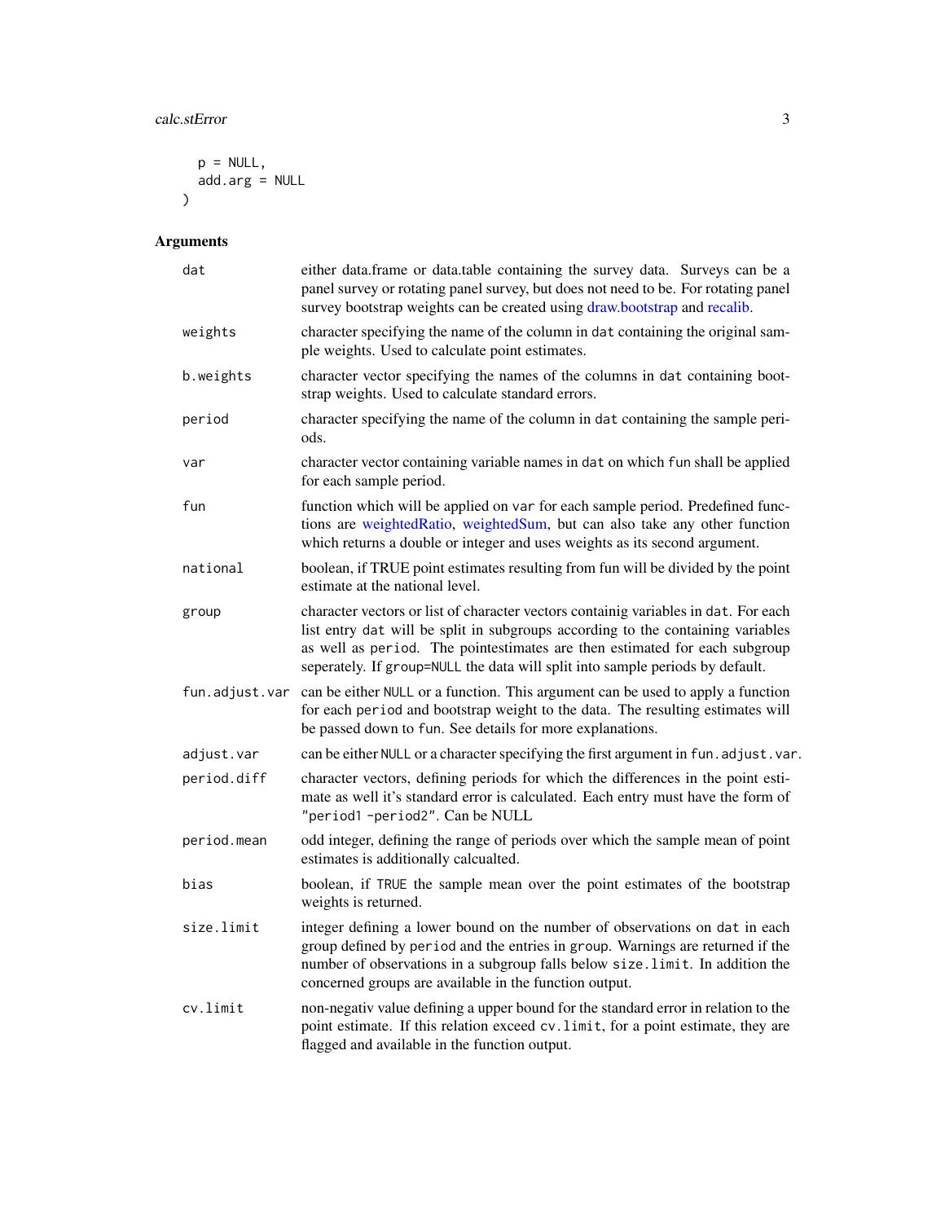```
  p = NULL,
  add.arg = NULL
)
```

## Arguments

| Argument | Description |
|---|---|
| dat | either data.frame or data.table containing the survey data. Surveys can be a panel survey or rotating panel survey, but does not need to be. For rotating panel survey bootstrap weights can be created using draw.bootstrap and recalib. |
| weights | character specifying the name of the column in dat containing the original sample weights. Used to calculate point estimates. |
| b.weights | character vector specifying the names of the columns in dat containing bootstrap weights. Used to calculate standard errors. |
| period | character specifying the name of the column in dat containing the sample periods. |
| var | character vector containing variable names in dat on which fun shall be applied for each sample period. |
| fun | function which will be applied on var for each sample period. Predefined functions are weightedRatio, weightedSum, but can also take any other function which returns a double or integer and uses weights as its second argument. |
| national | boolean, if TRUE point estimates resulting from fun will be divided by the point estimate at the national level. |
| group | character vectors or list of character vectors containig variables in dat. For each list entry dat will be split in subgroups according to the containing variables as well as period. The pointestimates are then estimated for each subgroup seperately. If group=NULL the data will split into sample periods by default. |
| fun.adjust.var | can be either NULL or a function. This argument can be used to apply a function for each period and bootstrap weight to the data. The resulting estimates will be passed down to fun. See details for more explanations. |
| adjust.var | can be either NULL or a character specifying the first argument in fun.adjust.var. |
| period.diff | character vectors, defining periods for which the differences in the point estimate as well it's standard error is calculated. Each entry must have the form of "period1 -period2". Can be NULL |
| period.mean | odd integer, defining the range of periods over which the sample mean of point estimates is additionally calcualted. |
| bias | boolean, if TRUE the sample mean over the point estimates of the bootstrap weights is returned. |
| size.limit | integer defining a lower bound on the number of observations on dat in each group defined by period and the entries in group. Warnings are returned if the number of observations in a subgroup falls below size.limit. In addition the concerned groups are available in the function output. |
| cv.limit | non-negativ value defining a upper bound for the standard error in relation to the point estimate. If this relation exceed cv.limit, for a point estimate, they are flagged and available in the function output. |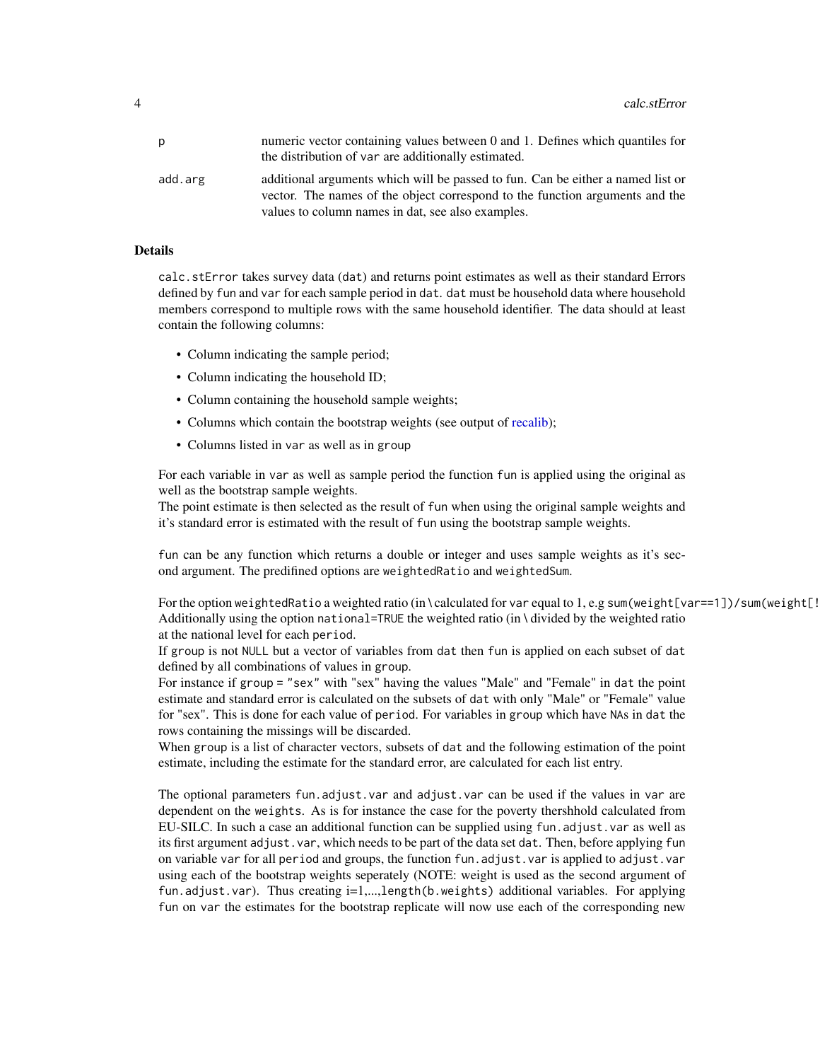| | |
|---|---|
| p | numeric vector containing values between 0 and 1. Defines which quantiles for the distribution of var are additionally estimated. |
| add.arg | additional arguments which will be passed to fun. Can be either a named list or vector. The names of the object correspond to the function arguments and the values to column names in dat, see also examples. |

## Details

calc.stError takes survey data (dat) and returns point estimates as well as their standard Errors defined by fun and var for each sample period in dat. dat must be household data where household members correspond to multiple rows with the same household identifier. The data should at least contain the following columns:

- Column indicating the sample period;
- Column indicating the household ID;
- Column containing the household sample weights;
- Columns which contain the bootstrap weights (see output of recalib);
- Columns listed in var as well as in group

For each variable in var as well as sample period the function fun is applied using the original as well as the bootstrap sample weights.
The point estimate is then selected as the result of fun when using the original sample weights and it's standard error is estimated with the result of fun using the bootstrap sample weights.

fun can be any function which returns a double or integer and uses sample weights as it's second argument. The predifined options are weightedRatio and weightedSum.

For the option weightedRatio a weighted ratio (in \ calculated for var equal to 1, e.g sum(weight[var==1])/sum(weight[!
Additionally using the option national=TRUE the weighted ratio (in \ divided by the weighted ratio at the national level for each period.
If group is not NULL but a vector of variables from dat then fun is applied on each subset of dat defined by all combinations of values in group.
For instance if group = "sex" with "sex" having the values "Male" and "Female" in dat the point estimate and standard error is calculated on the subsets of dat with only "Male" or "Female" value for "sex". This is done for each value of period. For variables in group which have NAs in dat the rows containing the missings will be discarded.
When group is a list of character vectors, subsets of dat and the following estimation of the point estimate, including the estimate for the standard error, are calculated for each list entry.

The optional parameters fun.adjust.var and adjust.var can be used if the values in var are dependent on the weights. As is for instance the case for the poverty thershhold calculated from EU-SILC. In such a case an additional function can be supplied using fun.adjust.var as well as its first argument adjust.var, which needs to be part of the data set dat. Then, before applying fun on variable var for all period and groups, the function fun.adjust.var is applied to adjust.var using each of the bootstrap weights seperately (NOTE: weight is used as the second argument of fun.adjust.var). Thus creating i=1,...,length(b.weights) additional variables. For applying fun on var the estimates for the bootstrap replicate will now use each of the corresponding new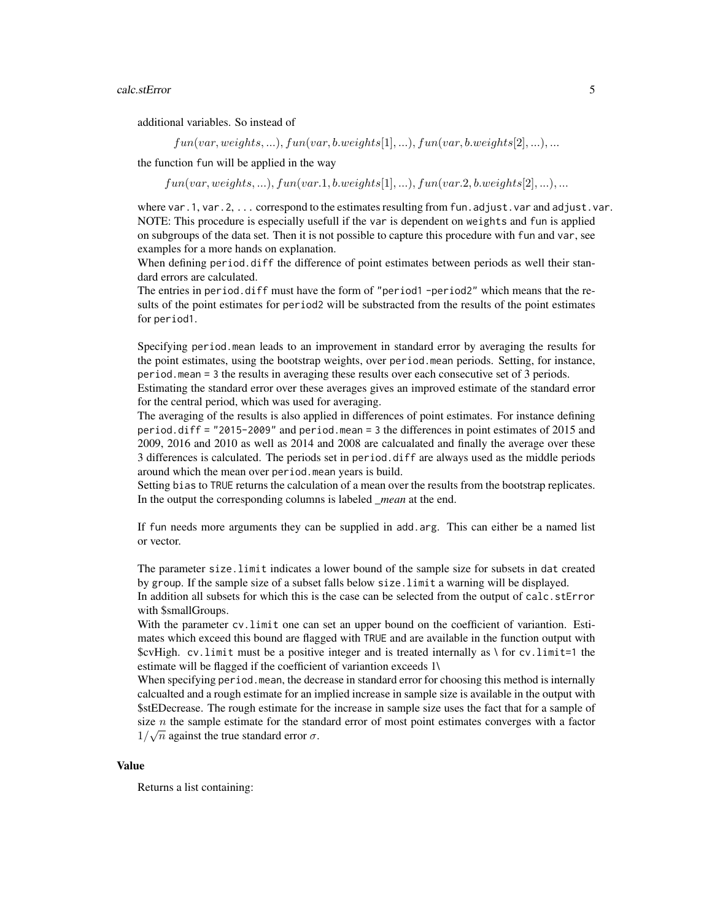additional variables. So instead of

$$fun(var, weights, ...), fun(var, b.weights[1], ...), fun(var, b.weights[2], ...), ...$$

the function `fun` will be applied in the way

$$fun(var, weights, ...), fun(var.1, b.weights[1], ...), fun(var.2, b.weights[2], ...), ...$$

where `var.1`, `var.2`, `...` correspond to the estimates resulting from `fun.adjust.var` and `adjust.var`. NOTE: This procedure is especially usefull if the `var` is dependent on `weights` and `fun` is applied on subgroups of the data set. Then it is not possible to capture this procedure with `fun` and `var`, see examples for a more hands on explanation.

When defining `period.diff` the difference of point estimates between periods as well their standard errors are calculated.

The entries in `period.diff` must have the form of `"period1 -period2"` which means that the results of the point estimates for `period2` will be substracted from the results of the point estimates for `period1`.

Specifying `period.mean` leads to an improvement in standard error by averaging the results for the point estimates, using the bootstrap weights, over `period.mean` periods. Setting, for instance, `period.mean = 3` the results in averaging these results over each consecutive set of 3 periods.
Estimating the standard error over these averages gives an improved estimate of the standard error for the central period, which was used for averaging.
The averaging of the results is also applied in differences of point estimates. For instance defining `period.diff = "2015-2009"` and `period.mean = 3` the differences in point estimates of 2015 and 2009, 2016 and 2010 as well as 2014 and 2008 are calcualated and finally the average over these 3 differences is calculated. The periods set in `period.diff` are always used as the middle periods around which the mean over `period.mean` years is build.
Setting `bias` to `TRUE` returns the calculation of a mean over the results from the bootstrap replicates. In the output the corresponding columns is labeled *_mean* at the end.

If `fun` needs more arguments they can be supplied in `add.arg`. This can either be a named list or vector.

The parameter `size.limit` indicates a lower bound of the sample size for subsets in `dat` created by `group`. If the sample size of a subset falls below `size.limit` a warning will be displayed.
In addition all subsets for which this is the case can be selected from the output of `calc.stError` with $smallGroups.
With the parameter `cv.limit` one can set an upper bound on the coefficient of variantion. Estimates which exceed this bound are flagged with `TRUE` and are available in the function output with $cvHigh. `cv.limit` must be a positive integer and is treated internally as \ for `cv.limit=1` the estimate will be flagged if the coefficient of variantion exceeds 1\
When specifying `period.mean`, the decrease in standard error for choosing this method is internally calcualted and a rough estimate for an implied increase in sample size is available in the output with $stEDecrease. The rough estimate for the increase in sample size uses the fact that for a sample of size $n$ the sample estimate for the standard error of most point estimates converges with a factor $1/\sqrt{n}$ against the true standard error $\sigma$.

## Value

Returns a list containing: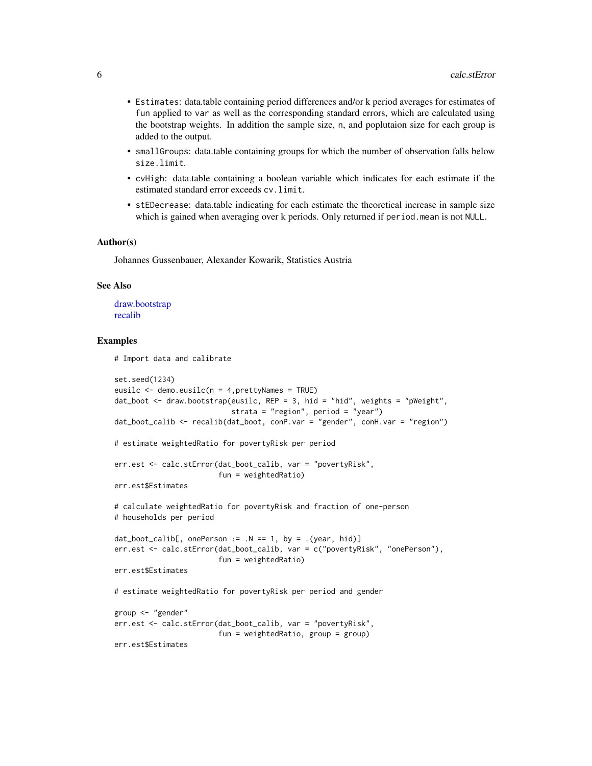- `Estimates`: data.table containing period differences and/or k period averages for estimates of `fun` applied to `var` as well as the corresponding standard errors, which are calculated using the bootstrap weights. In addition the sample size, `n`, and poplutaion size for each group is added to the output.
- `smallGroups`: data.table containing groups for which the number of observation falls below `size.limit`.
- `cvHigh`: data.table containing a boolean variable which indicates for each estimate if the estimated standard error exceeds `cv.limit`.
- `stEDecrease`: data.table indicating for each estimate the theoretical increase in sample size which is gained when averaging over k periods. Only returned if `period.mean` is not `NULL`.

### Author(s)

Johannes Gussenbauer, Alexander Kowarik, Statistics Austria

### See Also

draw.bootstrap
recalib

### Examples

```
# Import data and calibrate

set.seed(1234)
eusilc <- demo.eusilc(n = 4,prettyNames = TRUE)
dat_boot <- draw.bootstrap(eusilc, REP = 3, hid = "hid", weights = "pWeight",
                           strata = "region", period = "year")
dat_boot_calib <- recalib(dat_boot, conP.var = "gender", conH.var = "region")

# estimate weightedRatio for povertyRisk per period

err.est <- calc.stError(dat_boot_calib, var = "povertyRisk",
                        fun = weightedRatio)
err.est$Estimates

# calculate weightedRatio for povertyRisk and fraction of one-person
# households per period

dat_boot_calib[, onePerson := .N == 1, by = .(year, hid)]
err.est <- calc.stError(dat_boot_calib, var = c("povertyRisk", "onePerson"),
                        fun = weightedRatio)
err.est$Estimates

# estimate weightedRatio for povertyRisk per period and gender

group <- "gender"
err.est <- calc.stError(dat_boot_calib, var = "povertyRisk",
                        fun = weightedRatio, group = group)
err.est$Estimates
```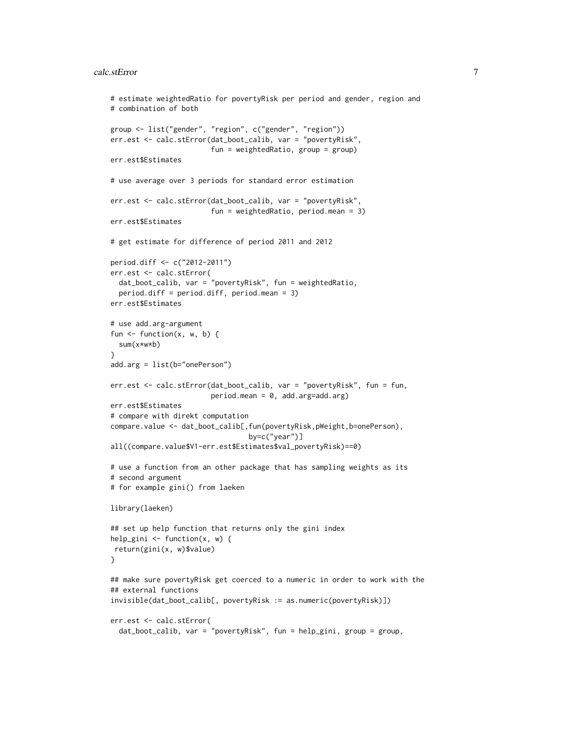```
# estimate weightedRatio for povertyRisk per period and gender, region and
# combination of both

group <- list("gender", "region", c("gender", "region"))
err.est <- calc.stError(dat_boot_calib, var = "povertyRisk",
                        fun = weightedRatio, group = group)
err.est$Estimates

# use average over 3 periods for standard error estimation

err.est <- calc.stError(dat_boot_calib, var = "povertyRisk",
                        fun = weightedRatio, period.mean = 3)
err.est$Estimates

# get estimate for difference of period 2011 and 2012

period.diff <- c("2012-2011")
err.est <- calc.stError(
  dat_boot_calib, var = "povertyRisk", fun = weightedRatio,
  period.diff = period.diff, period.mean = 3)
err.est$Estimates

# use add.arg-argument
fun <- function(x, w, b) {
  sum(x*w*b)
}
add.arg = list(b="onePerson")

err.est <- calc.stError(dat_boot_calib, var = "povertyRisk", fun = fun,
                        period.mean = 0, add.arg=add.arg)
err.est$Estimates
# compare with direkt computation
compare.value <- dat_boot_calib[,fun(povertyRisk,pWeight,b=onePerson),
                                by=c("year")]
all((compare.value$V1-err.est$Estimates$val_povertyRisk)==0)

# use a function from an other package that has sampling weights as its
# second argument
# for example gini() from laeken

library(laeken)

## set up help function that returns only the gini index
help_gini <- function(x, w) {
 return(gini(x, w)$value)
}

## make sure povertyRisk get coerced to a numeric in order to work with the
## external functions
invisible(dat_boot_calib[, povertyRisk := as.numeric(povertyRisk)])

err.est <- calc.stError(
  dat_boot_calib, var = "povertyRisk", fun = help_gini, group = group,
```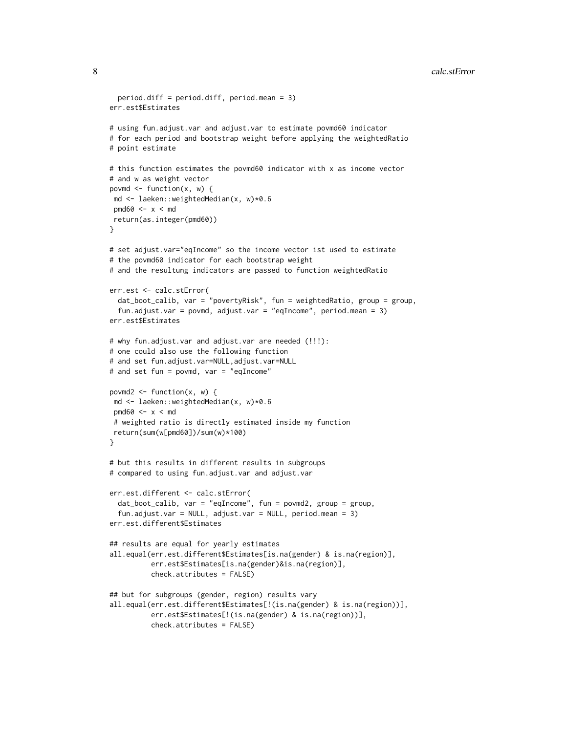```
  period.diff = period.diff, period.mean = 3)
err.est$Estimates

# using fun.adjust.var and adjust.var to estimate povmd60 indicator
# for each period and bootstrap weight before applying the weightedRatio
# point estimate

# this function estimates the povmd60 indicator with x as income vector
# and w as weight vector
povmd <- function(x, w) {
 md <- laeken::weightedMedian(x, w)*0.6
 pmd60 <- x < md
 return(as.integer(pmd60))
}

# set adjust.var="eqIncome" so the income vector ist used to estimate
# the povmd60 indicator for each bootstrap weight
# and the resultung indicators are passed to function weightedRatio

err.est <- calc.stError(
  dat_boot_calib, var = "povertyRisk", fun = weightedRatio, group = group,
  fun.adjust.var = povmd, adjust.var = "eqIncome", period.mean = 3)
err.est$Estimates

# why fun.adjust.var and adjust.var are needed (!!!):
# one could also use the following function
# and set fun.adjust.var=NULL,adjust.var=NULL
# and set fun = povmd, var = "eqIncome"

povmd2 <- function(x, w) {
 md <- laeken::weightedMedian(x, w)*0.6
 pmd60 <- x < md
 # weighted ratio is directly estimated inside my function
 return(sum(w[pmd60])/sum(w)*100)
}

# but this results in different results in subgroups
# compared to using fun.adjust.var and adjust.var

err.est.different <- calc.stError(
  dat_boot_calib, var = "eqIncome", fun = povmd2, group = group,
  fun.adjust.var = NULL, adjust.var = NULL, period.mean = 3)
err.est.different$Estimates

## results are equal for yearly estimates
all.equal(err.est.different$Estimates[is.na(gender) & is.na(region)],
          err.est$Estimates[is.na(gender)&is.na(region)],
          check.attributes = FALSE)

## but for subgroups (gender, region) results vary
all.equal(err.est.different$Estimates[!(is.na(gender) & is.na(region))],
          err.est$Estimates[!(is.na(gender) & is.na(region))],
          check.attributes = FALSE)
```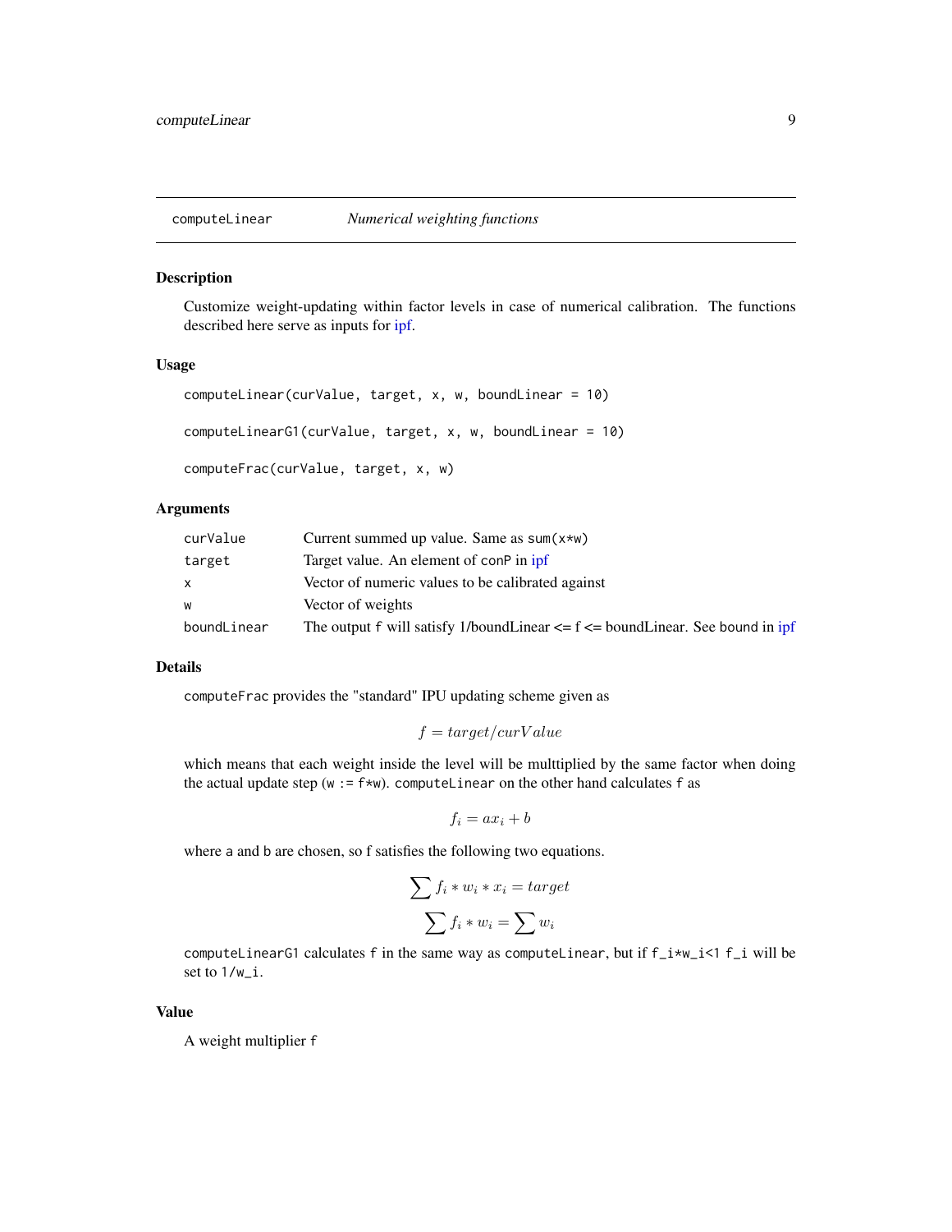## computeLinear — *Numerical weighting functions*

### Description

Customize weight-updating within factor levels in case of numerical calibration. The functions described here serve as inputs for ipf.

### Usage

```
computeLinear(curValue, target, x, w, boundLinear = 10)

computeLinearG1(curValue, target, x, w, boundLinear = 10)

computeFrac(curValue, target, x, w)
```

### Arguments

| | |
|---|---|
| curValue | Current summed up value. Same as `sum(x*w)` |
| target | Target value. An element of `conP` in ipf |
| x | Vector of numeric values to be calibrated against |
| w | Vector of weights |
| boundLinear | The output `f` will satisfy 1/boundLinear <= f <= boundLinear. See `bound` in ipf |

### Details

`computeFrac` provides the "standard" IPU updating scheme given as

$$f = target/curValue$$

which means that each weight inside the level will be multtiplied by the same factor when doing the actual update step (`w := f*w`). `computeLinear` on the other hand calculates `f` as

$$f_i = ax_i + b$$

where `a` and `b` are chosen, so `f` satisfies the following two equations.

$$\sum f_i * w_i * x_i = target$$

$$\sum f_i * w_i = \sum w_i$$

`computeLinearG1` calculates `f` in the same way as `computeLinear`, but if `f_i*w_i<1` `f_i` will be set to `1/w_i`.

### Value

A weight multiplier `f`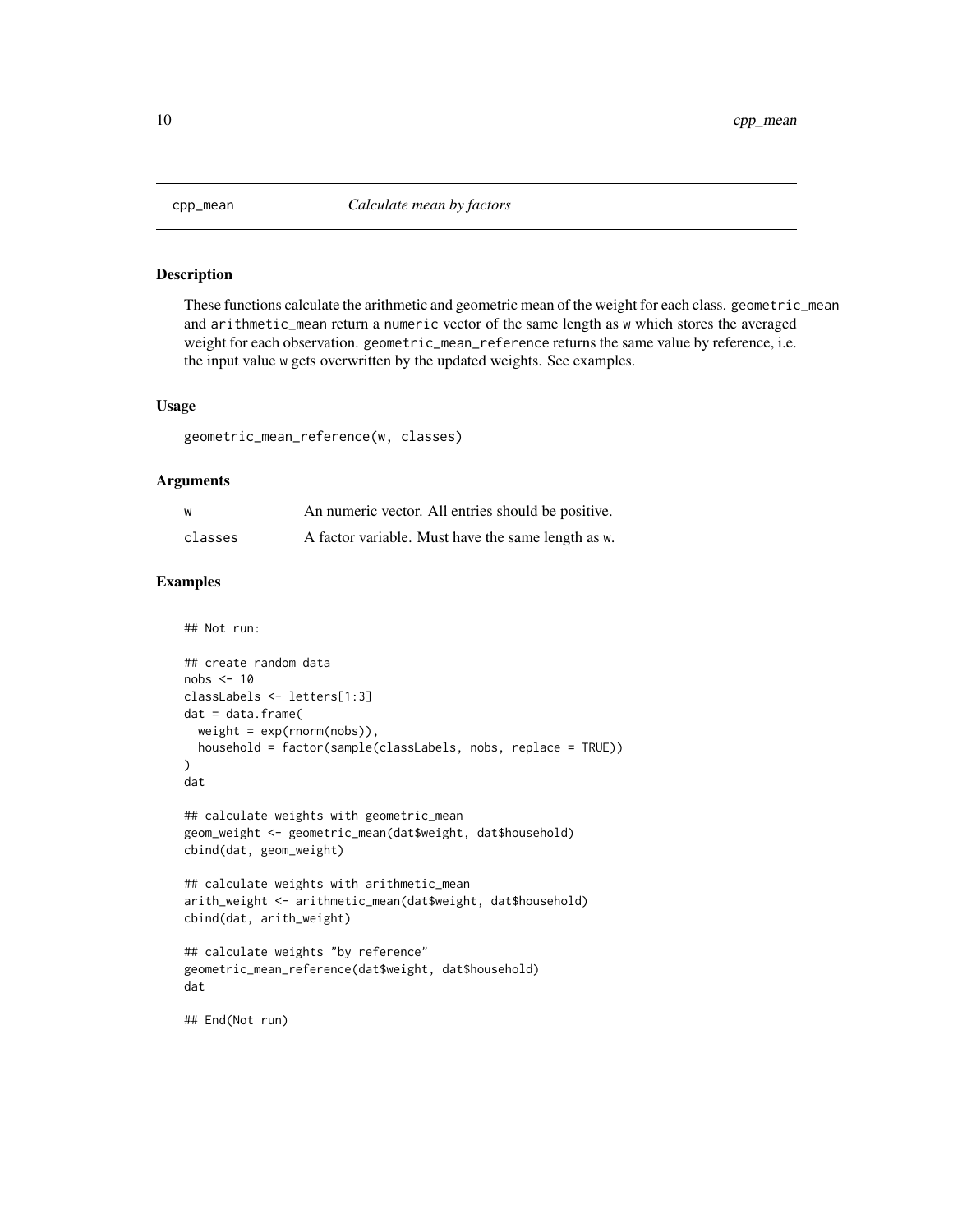# cpp_mean — *Calculate mean by factors*

## Description

These functions calculate the arithmetic and geometric mean of the weight for each class. `geometric_mean` and `arithmetic_mean` return a `numeric` vector of the same length as `w` which stores the averaged weight for each observation. `geometric_mean_reference` returns the same value by reference, i.e. the input value `w` gets overwritten by the updated weights. See examples.

## Usage

```
geometric_mean_reference(w, classes)
```

## Arguments

| | |
|---|---|
| `w` | An numeric vector. All entries should be positive. |
| `classes` | A factor variable. Must have the same length as `w`. |

## Examples

```
## Not run:

## create random data
nobs <- 10
classLabels <- letters[1:3]
dat = data.frame(
  weight = exp(rnorm(nobs)),
  household = factor(sample(classLabels, nobs, replace = TRUE))
)
dat

## calculate weights with geometric_mean
geom_weight <- geometric_mean(dat$weight, dat$household)
cbind(dat, geom_weight)

## calculate weights with arithmetic_mean
arith_weight <- arithmetic_mean(dat$weight, dat$household)
cbind(dat, arith_weight)

## calculate weights "by reference"
geometric_mean_reference(dat$weight, dat$household)
dat

## End(Not run)
```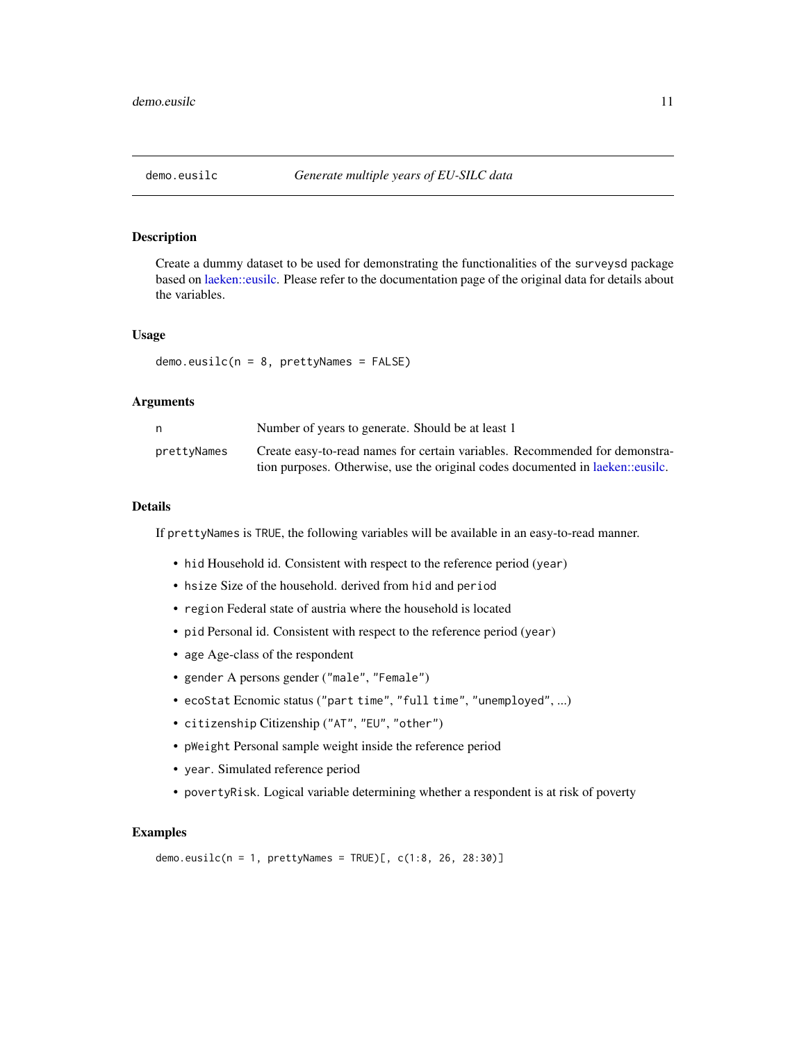## demo.eusilc — *Generate multiple years of EU-SILC data*

### Description

Create a dummy dataset to be used for demonstrating the functionalities of the `surveysd` package based on laeken::eusilc. Please refer to the documentation page of the original data for details about the variables.

### Usage

```
demo.eusilc(n = 8, prettyNames = FALSE)
```

### Arguments

| | |
|---|---|
| `n` | Number of years to generate. Should be at least 1 |
| `prettyNames` | Create easy-to-read names for certain variables. Recommended for demonstration purposes. Otherwise, use the original codes documented in laeken::eusilc. |

### Details

If `prettyNames` is `TRUE`, the following variables will be available in an easy-to-read manner.

- `hid` Household id. Consistent with respect to the reference period (`year`)
- `hsize` Size of the household. derived from `hid` and `period`
- `region` Federal state of austria where the household is located
- `pid` Personal id. Consistent with respect to the reference period (`year`)
- `age` Age-class of the respondent
- `gender` A persons gender (`"male"`, `"Female"`)
- `ecoStat` Ecnomic status (`"part time"`, `"full time"`, `"unemployed"`, ...)
- `citizenship` Citizenship (`"AT"`, `"EU"`, `"other"`)
- `pWeight` Personal sample weight inside the reference period
- `year`. Simulated reference period
- `povertyRisk`. Logical variable determining whether a respondent is at risk of poverty

### Examples

```
demo.eusilc(n = 1, prettyNames = TRUE)[, c(1:8, 26, 28:30)]
```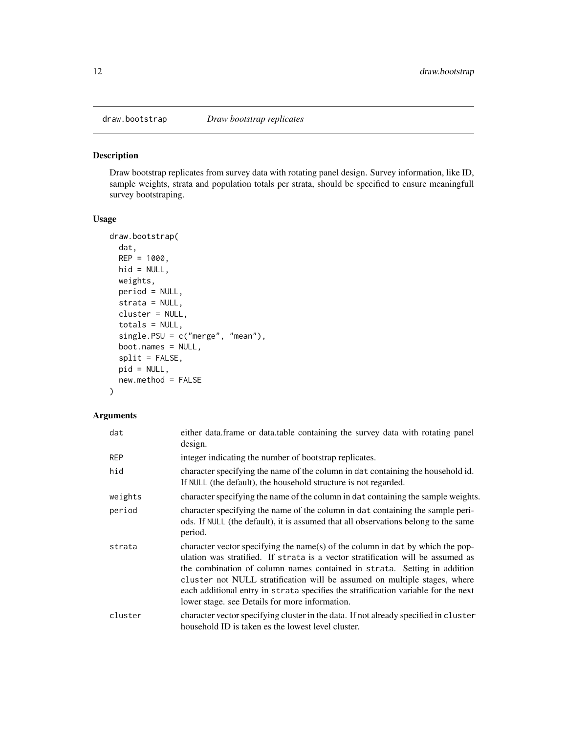## draw.bootstrap — *Draw bootstrap replicates*

### Description

Draw bootstrap replicates from survey data with rotating panel design. Survey information, like ID, sample weights, strata and population totals per strata, should be specified to ensure meaningfull survey bootstraping.

### Usage

```
draw.bootstrap(
  dat,
  REP = 1000,
  hid = NULL,
  weights,
  period = NULL,
  strata = NULL,
  cluster = NULL,
  totals = NULL,
  single.PSU = c("merge", "mean"),
  boot.names = NULL,
  split = FALSE,
  pid = NULL,
  new.method = FALSE
)
```

### Arguments

| | |
|---|---|
| `dat` | either data.frame or data.table containing the survey data with rotating panel design. |
| `REP` | integer indicating the number of bootstrap replicates. |
| `hid` | character specifying the name of the column in `dat` containing the household id. If `NULL` (the default), the household structure is not regarded. |
| `weights` | character specifying the name of the column in `dat` containing the sample weights. |
| `period` | character specifying the name of the column in `dat` containing the sample periods. If `NULL` (the default), it is assumed that all observations belong to the same period. |
| `strata` | character vector specifying the name(s) of the column in `dat` by which the population was stratified. If `strata` is a vector stratification will be assumed as the combination of column names contained in `strata`. Setting in addition `cluster` not NULL stratification will be assumed on multiple stages, where each additional entry in `strata` specifies the stratification variable for the next lower stage. see Details for more information. |
| `cluster` | character vector specifying cluster in the data. If not already specified in `cluster` household ID is taken es the lowest level cluster. |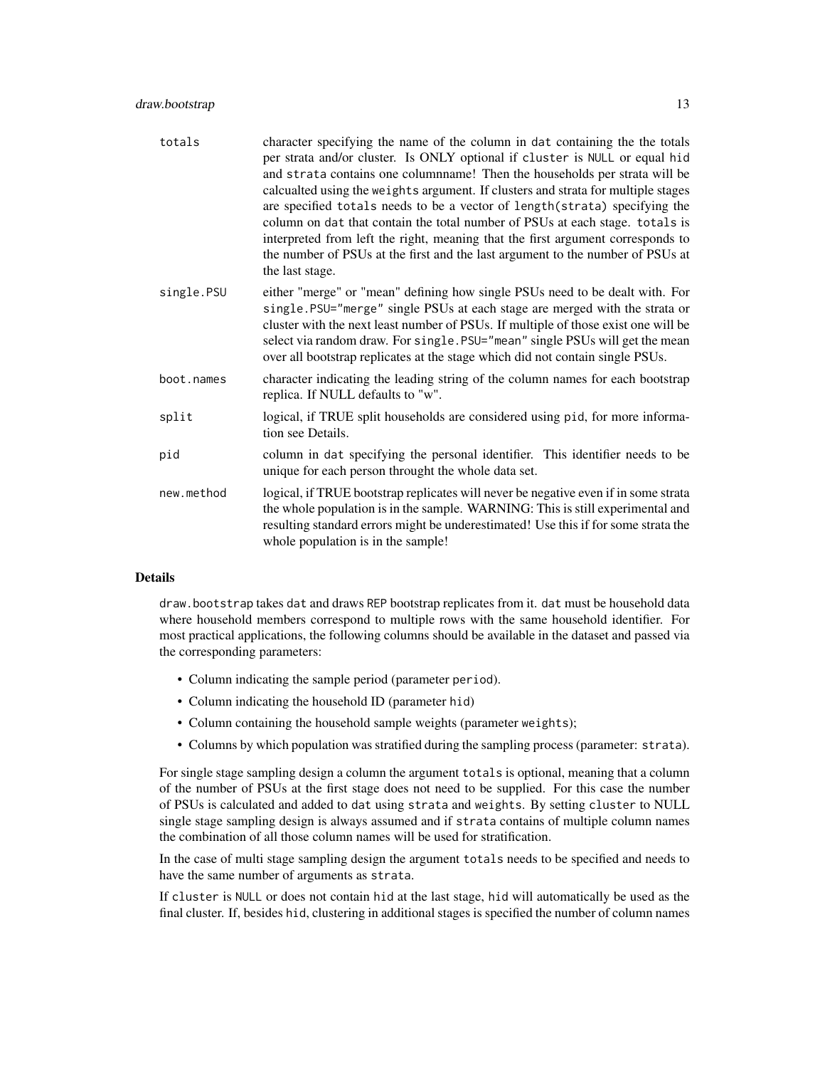| | |
|---|---|
| `totals` | character specifying the name of the column in `dat` containing the the totals per strata and/or cluster. Is ONLY optional if `cluster` is `NULL` or equal `hid` and `strata` contains one columnname! Then the households per strata will be calcualted using the `weights` argument. If clusters and strata for multiple stages are specified `totals` needs to be a vector of `length(strata)` specifying the column on `dat` that contain the total number of PSUs at each stage. `totals` is interpreted from left the right, meaning that the first argument corresponds to the number of PSUs at the first and the last argument to the number of PSUs at the last stage. |
| `single.PSU` | either "merge" or "mean" defining how single PSUs need to be dealt with. For `single.PSU="merge"` single PSUs at each stage are merged with the strata or cluster with the next least number of PSUs. If multiple of those exist one will be select via random draw. For `single.PSU="mean"` single PSUs will get the mean over all bootstrap replicates at the stage which did not contain single PSUs. |
| `boot.names` | character indicating the leading string of the column names for each bootstrap replica. If NULL defaults to "w". |
| `split` | logical, if TRUE split households are considered using `pid`, for more information see Details. |
| `pid` | column in `dat` specifying the personal identifier. This identifier needs to be unique for each person throught the whole data set. |
| `new.method` | logical, if TRUE bootstrap replicates will never be negative even if in some strata the whole population is in the sample. WARNING: This is still experimental and resulting standard errors might be underestimated! Use this if for some strata the whole population is in the sample! |

## Details

`draw.bootstrap` takes `dat` and draws `REP` bootstrap replicates from it. `dat` must be household data where household members correspond to multiple rows with the same household identifier. For most practical applications, the following columns should be available in the dataset and passed via the corresponding parameters:

- Column indicating the sample period (parameter `period`).
- Column indicating the household ID (parameter `hid`)
- Column containing the household sample weights (parameter `weights`);
- Columns by which population was stratified during the sampling process (parameter: `strata`).

For single stage sampling design a column the argument `totals` is optional, meaning that a column of the number of PSUs at the first stage does not need to be supplied. For this case the number of PSUs is calculated and added to `dat` using `strata` and `weights`. By setting `cluster` to NULL single stage sampling design is always assumed and if `strata` contains of multiple column names the combination of all those column names will be used for stratification.

In the case of multi stage sampling design the argument `totals` needs to be specified and needs to have the same number of arguments as `strata`.

If `cluster` is `NULL` or does not contain `hid` at the last stage, `hid` will automatically be used as the final cluster. If, besides `hid`, clustering in additional stages is specified the number of column names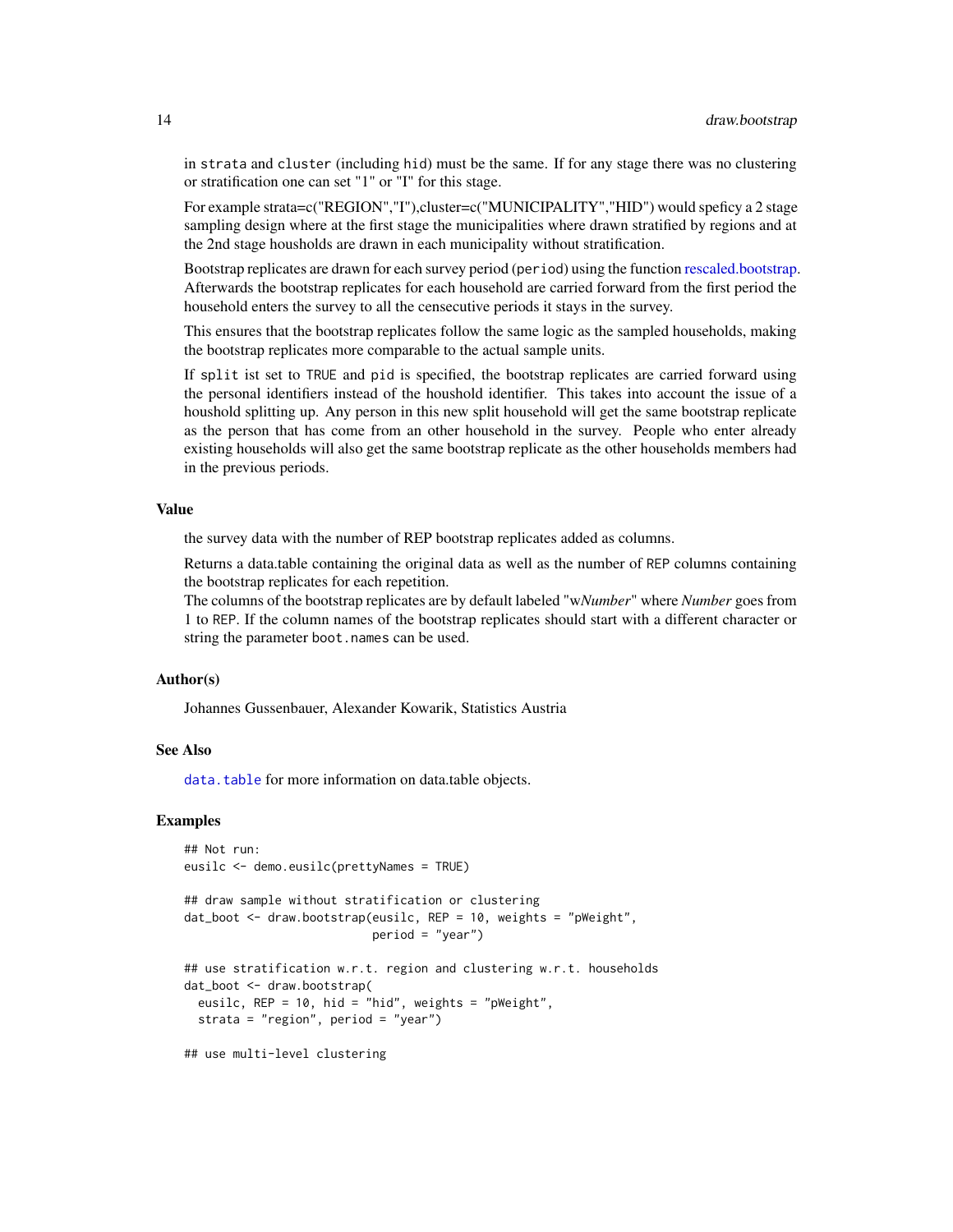in strata and cluster (including hid) must be the same. If for any stage there was no clustering or stratification one can set "1" or "I" for this stage.

For example strata=c("REGION","I"),cluster=c("MUNICIPALITY","HID") would speficy a 2 stage sampling design where at the first stage the municipalities where drawn stratified by regions and at the 2nd stage housholds are drawn in each municipality without stratification.

Bootstrap replicates are drawn for each survey period (period) using the function rescaled.bootstrap. Afterwards the bootstrap replicates for each household are carried forward from the first period the household enters the survey to all the censecutive periods it stays in the survey.

This ensures that the bootstrap replicates follow the same logic as the sampled households, making the bootstrap replicates more comparable to the actual sample units.

If split ist set to TRUE and pid is specified, the bootstrap replicates are carried forward using the personal identifiers instead of the houshold identifier. This takes into account the issue of a houshold splitting up. Any person in this new split household will get the same bootstrap replicate as the person that has come from an other household in the survey. People who enter already existing households will also get the same bootstrap replicate as the other households members had in the previous periods.

### Value

the survey data with the number of REP bootstrap replicates added as columns.

Returns a data.table containing the original data as well as the number of REP columns containing the bootstrap replicates for each repetition.
The columns of the bootstrap replicates are by default labeled "w*Number*" where *Number* goes from 1 to REP. If the column names of the bootstrap replicates should start with a different character or string the parameter boot.names can be used.

### Author(s)

Johannes Gussenbauer, Alexander Kowarik, Statistics Austria

### See Also

data.table for more information on data.table objects.

### Examples

```
## Not run:
eusilc <- demo.eusilc(prettyNames = TRUE)

## draw sample without stratification or clustering
dat_boot <- draw.bootstrap(eusilc, REP = 10, weights = "pWeight",
                           period = "year")

## use stratification w.r.t. region and clustering w.r.t. households
dat_boot <- draw.bootstrap(
  eusilc, REP = 10, hid = "hid", weights = "pWeight",
  strata = "region", period = "year")

## use multi-level clustering
```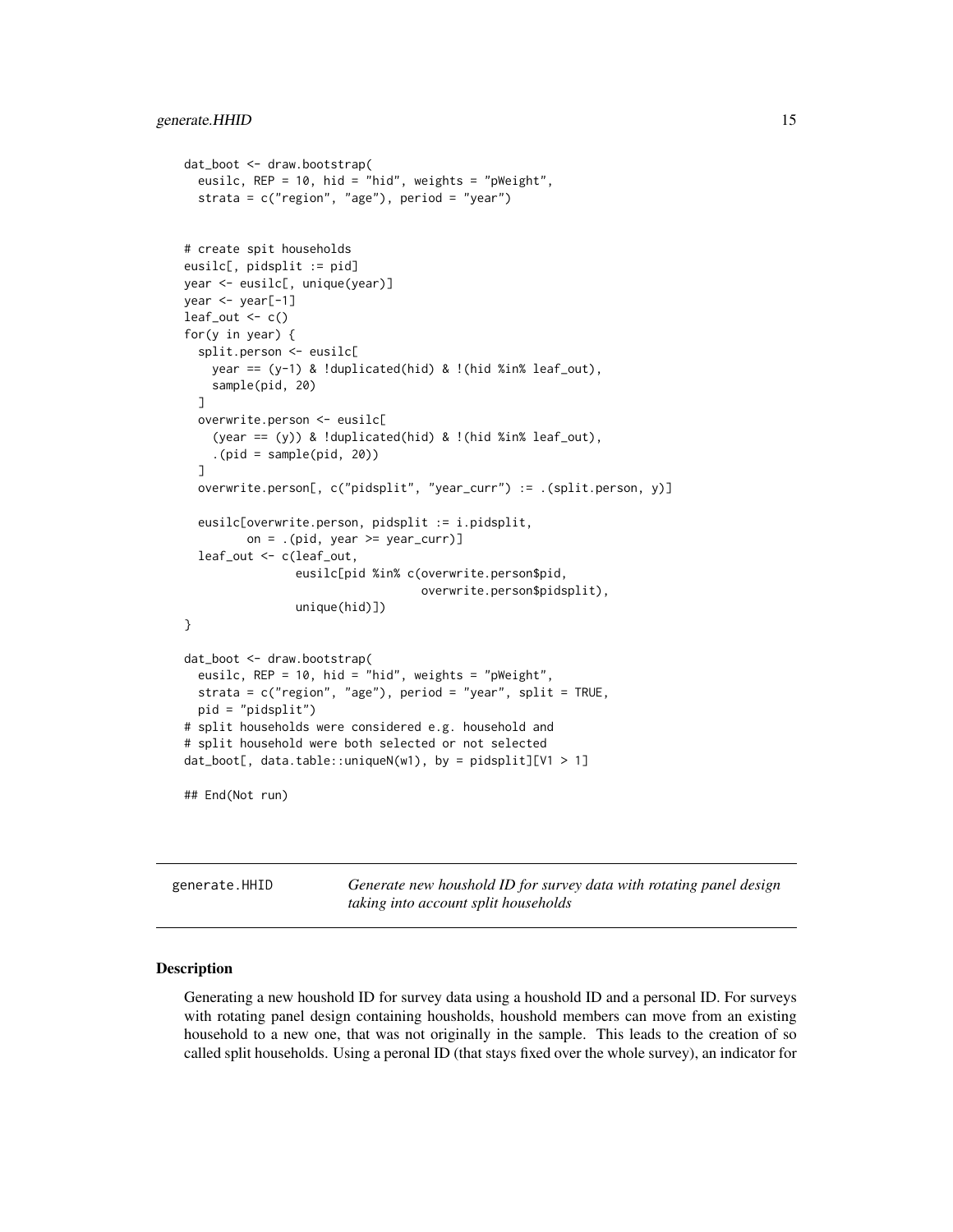```r
dat_boot <- draw.bootstrap(
  eusilc, REP = 10, hid = "hid", weights = "pWeight",
  strata = c("region", "age"), period = "year")


# create spit households
eusilc[, pidsplit := pid]
year <- eusilc[, unique(year)]
year <- year[-1]
leaf_out <- c()
for(y in year) {
  split.person <- eusilc[
    year == (y-1) & !duplicated(hid) & !(hid %in% leaf_out),
    sample(pid, 20)
  ]
  overwrite.person <- eusilc[
    (year == (y)) & !duplicated(hid) & !(hid %in% leaf_out),
    .(pid = sample(pid, 20))
  ]
  overwrite.person[, c("pidsplit", "year_curr") := .(split.person, y)]

  eusilc[overwrite.person, pidsplit := i.pidsplit,
         on = .(pid, year >= year_curr)]
  leaf_out <- c(leaf_out,
                eusilc[pid %in% c(overwrite.person$pid,
                                  overwrite.person$pidsplit),
                unique(hid)])
}

dat_boot <- draw.bootstrap(
  eusilc, REP = 10, hid = "hid", weights = "pWeight",
  strata = c("region", "age"), period = "year", split = TRUE,
  pid = "pidsplit")
# split households were considered e.g. household and
# split household were both selected or not selected
dat_boot[, data.table::uniqueN(w1), by = pidsplit][V1 > 1]

## End(Not run)
```

---

## generate.HHID — *Generate new houshold ID for survey data with rotating panel design taking into account split households*

### Description

Generating a new houshold ID for survey data using a houshold ID and a personal ID. For surveys with rotating panel design containing housholds, houshold members can move from an existing household to a new one, that was not originally in the sample. This leads to the creation of so called split households. Using a peronal ID (that stays fixed over the whole survey), an indicator for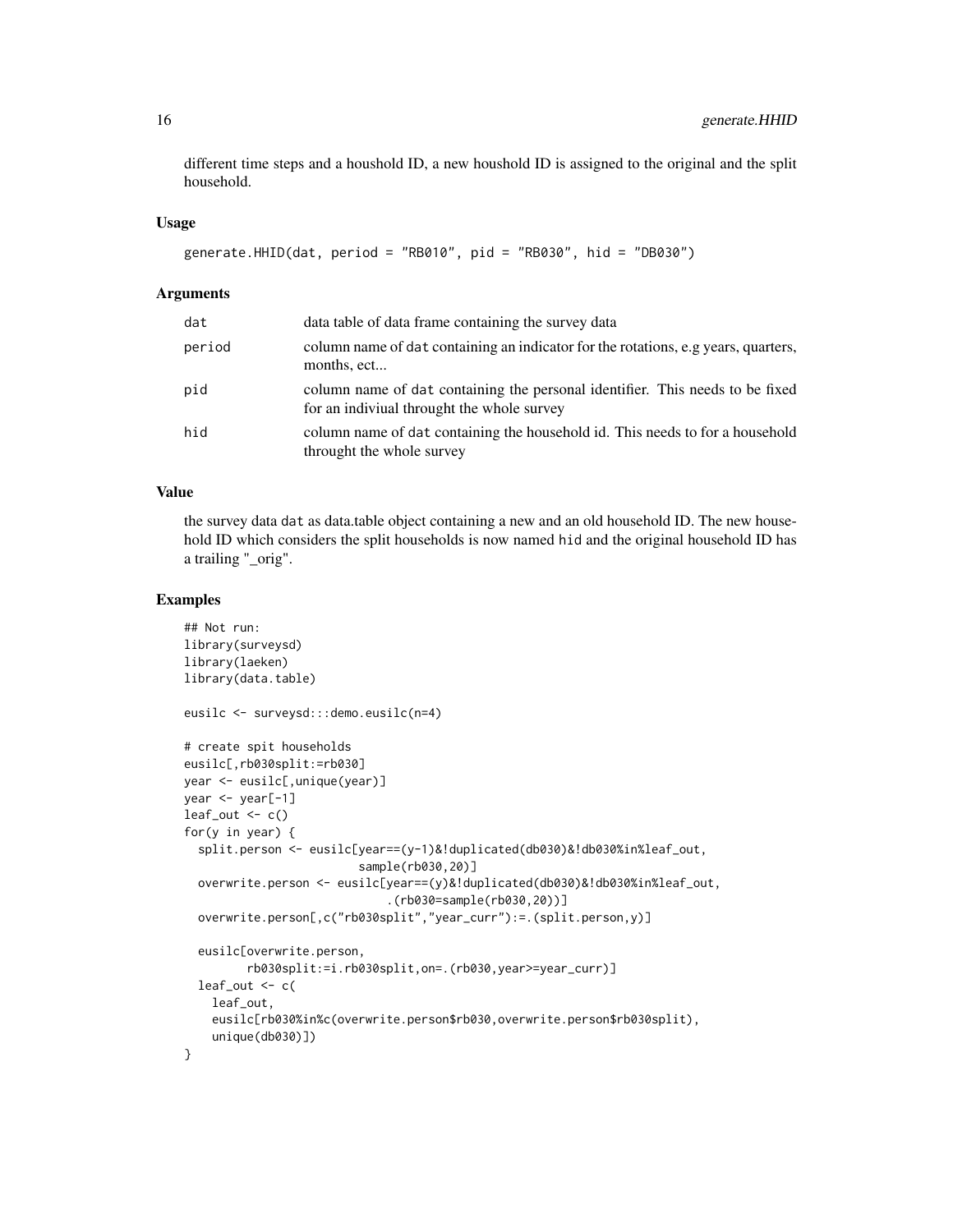different time steps and a houshold ID, a new houshold ID is assigned to the original and the split household.

### Usage

```
generate.HHID(dat, period = "RB010", pid = "RB030", hid = "DB030")
```

### Arguments

| | |
|---|---|
| dat | data table of data frame containing the survey data |
| period | column name of dat containing an indicator for the rotations, e.g years, quarters, months, ect... |
| pid | column name of dat containing the personal identifier. This needs to be fixed for an indiviual throught the whole survey |
| hid | column name of dat containing the household id. This needs to for a household throught the whole survey |

### Value

the survey data dat as data.table object containing a new and an old household ID. The new household ID which considers the split households is now named hid and the original household ID has a trailing "_orig".

### Examples

```
## Not run:
library(surveysd)
library(laeken)
library(data.table)

eusilc <- surveysd:::demo.eusilc(n=4)

# create spit households
eusilc[,rb030split:=rb030]
year <- eusilc[,unique(year)]
year <- year[-1]
leaf_out <- c()
for(y in year) {
  split.person <- eusilc[year==(y-1)&!duplicated(db030)&!db030%in%leaf_out,
                        sample(rb030,20)]
  overwrite.person <- eusilc[year==(y)&!duplicated(db030)&!db030%in%leaf_out,
                            .(rb030=sample(rb030,20))]
  overwrite.person[,c("rb030split","year_curr"):=.(split.person,y)]

  eusilc[overwrite.person,
         rb030split:=i.rb030split,on=.(rb030,year>=year_curr)]
  leaf_out <- c(
    leaf_out,
    eusilc[rb030%in%c(overwrite.person$rb030,overwrite.person$rb030split),
    unique(db030)])
}
```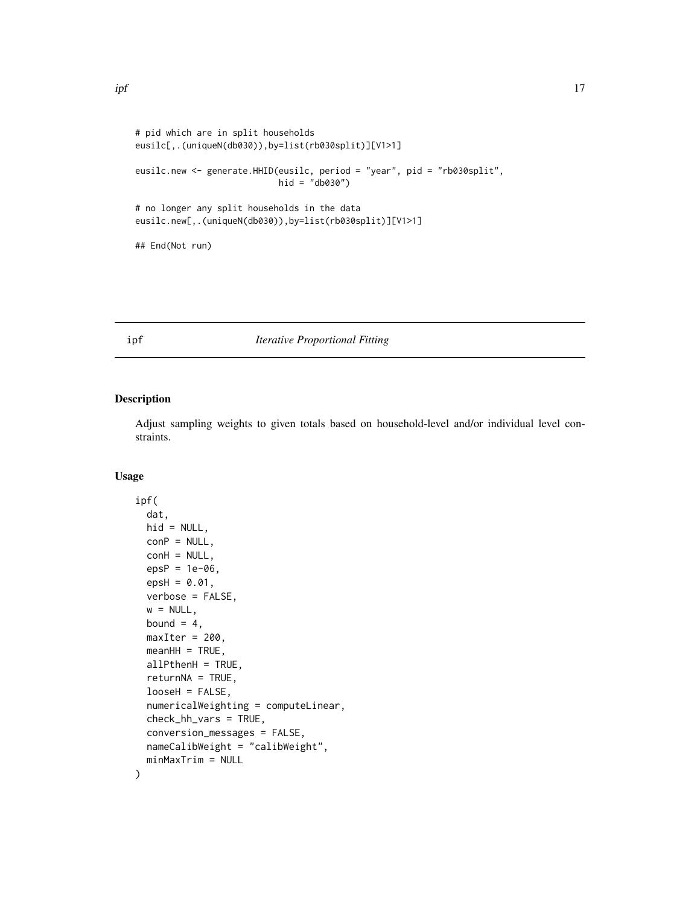```
# pid which are in split households
eusilc[,.(uniqueN(db030)),by=list(rb030split)][V1>1]

eusilc.new <- generate.HHID(eusilc, period = "year", pid = "rb030split",
                            hid = "db030")

# no longer any split households in the data
eusilc.new[,.(uniqueN(db030)),by=list(rb030split)][V1>1]

## End(Not run)
```

---

ipf *Iterative Proportional Fitting*

---

## Description

Adjust sampling weights to given totals based on household-level and/or individual level constraints.

## Usage

```
ipf(
  dat,
  hid = NULL,
  conP = NULL,
  conH = NULL,
  epsP = 1e-06,
  epsH = 0.01,
  verbose = FALSE,
  w = NULL,
  bound = 4,
  maxIter = 200,
  meanHH = TRUE,
  allPthenH = TRUE,
  returnNA = TRUE,
  looseH = FALSE,
  numericalWeighting = computeLinear,
  check_hh_vars = TRUE,
  conversion_messages = FALSE,
  nameCalibWeight = "calibWeight",
  minMaxTrim = NULL
)
```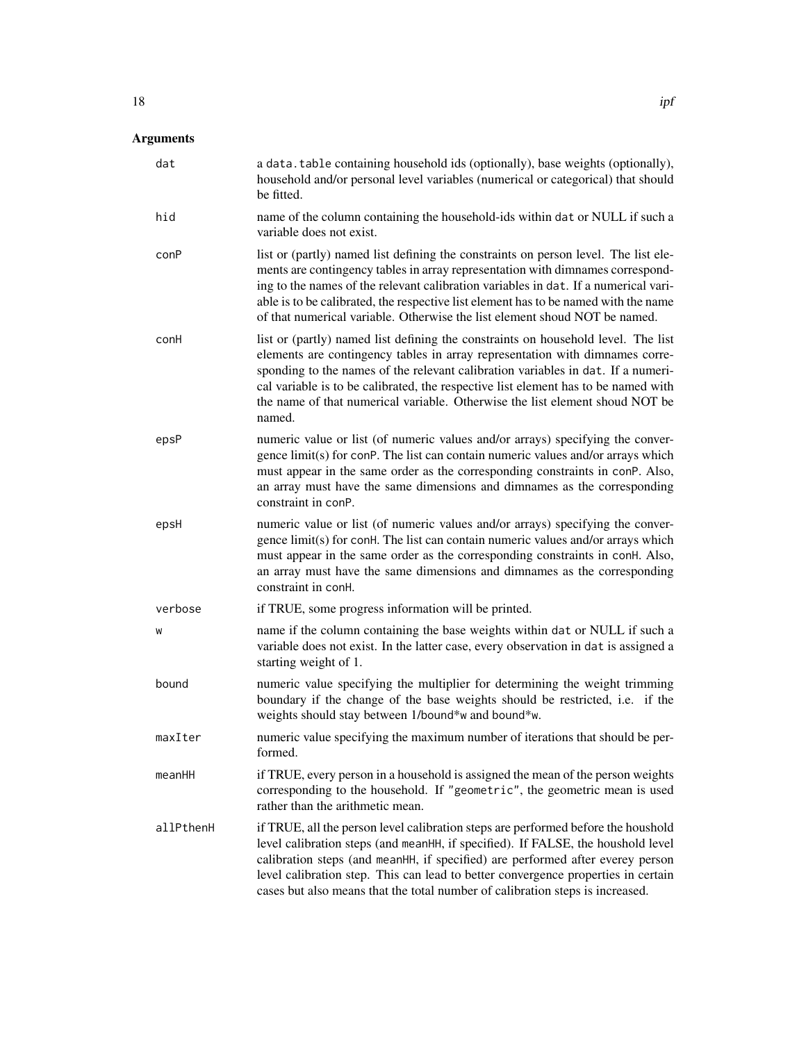## Arguments

| | |
|---|---|
| `dat` | a `data.table` containing household ids (optionally), base weights (optionally), household and/or personal level variables (numerical or categorical) that should be fitted. |
| `hid` | name of the column containing the household-ids within `dat` or NULL if such a variable does not exist. |
| `conP` | list or (partly) named list defining the constraints on person level. The list elements are contingency tables in array representation with dimnames corresponding to the names of the relevant calibration variables in `dat`. If a numerical variable is to be calibrated, the respective list element has to be named with the name of that numerical variable. Otherwise the list element shoud NOT be named. |
| `conH` | list or (partly) named list defining the constraints on household level. The list elements are contingency tables in array representation with dimnames corresponding to the names of the relevant calibration variables in `dat`. If a numerical variable is to be calibrated, the respective list element has to be named with the name of that numerical variable. Otherwise the list element shoud NOT be named. |
| `epsP` | numeric value or list (of numeric values and/or arrays) specifying the convergence limit(s) for `conP`. The list can contain numeric values and/or arrays which must appear in the same order as the corresponding constraints in `conP`. Also, an array must have the same dimensions and dimnames as the corresponding constraint in `conP`. |
| `epsH` | numeric value or list (of numeric values and/or arrays) specifying the convergence limit(s) for `conH`. The list can contain numeric values and/or arrays which must appear in the same order as the corresponding constraints in `conH`. Also, an array must have the same dimensions and dimnames as the corresponding constraint in `conH`. |
| `verbose` | if TRUE, some progress information will be printed. |
| `w` | name if the column containing the base weights within `dat` or NULL if such a variable does not exist. In the latter case, every observation in `dat` is assigned a starting weight of 1. |
| `bound` | numeric value specifying the multiplier for determining the weight trimming boundary if the change of the base weights should be restricted, i.e. if the weights should stay between `1/bound*w` and `bound*w`. |
| `maxIter` | numeric value specifying the maximum number of iterations that should be performed. |
| `meanHH` | if TRUE, every person in a household is assigned the mean of the person weights corresponding to the household. If `"geometric"`, the geometric mean is used rather than the arithmetic mean. |
| `allPthenH` | if TRUE, all the person level calibration steps are performed before the houshold level calibration steps (and `meanHH`, if specified). If FALSE, the houshold level calibration steps (and `meanHH`, if specified) are performed after everey person level calibration step. This can lead to better convergence properties in certain cases but also means that the total number of calibration steps is increased. |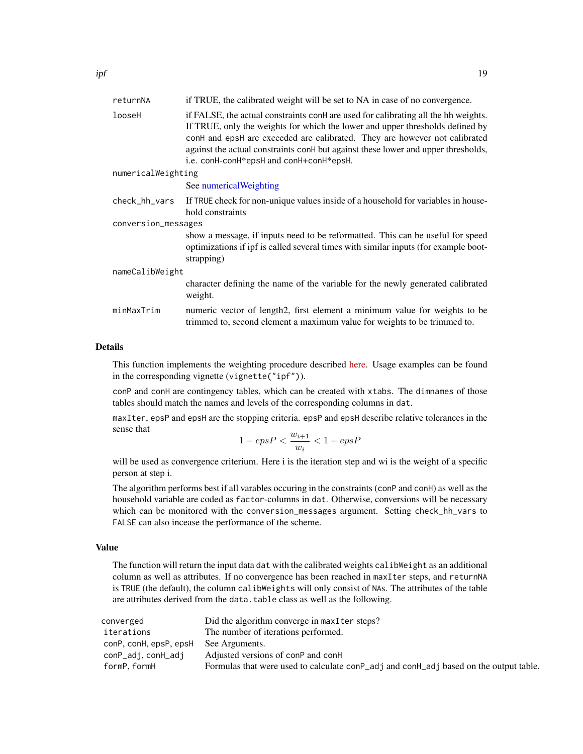| | |
|---|---|
| returnNA | if TRUE, the calibrated weight will be set to NA in case of no convergence. |
| looseH | if FALSE, the actual constraints conH are used for calibrating all the hh weights. If TRUE, only the weights for which the lower and upper thresholds defined by conH and epsH are exceeded are calibrated. They are however not calibrated against the actual constraints conH but against these lower and upper thresholds, i.e. conH-conH*epsH and conH+conH*epsH. |
| numericalWeighting | See numericalWeighting |
| check_hh_vars | If TRUE check for non-unique values inside of a household for variables in household constraints |
| conversion_messages | show a message, if inputs need to be reformatted. This can be useful for speed optimizations if ipf is called several times with similar inputs (for example bootstrapping) |
| nameCalibWeight | character defining the name of the variable for the newly generated calibrated weight. |
| minMaxTrim | numeric vector of length2, first element a minimum value for weights to be trimmed to, second element a maximum value for weights to be trimmed to. |

## Details

This function implements the weighting procedure described here. Usage examples can be found in the corresponding vignette (vignette("ipf")).

conP and conH are contingency tables, which can be created with xtabs. The dimnames of those tables should match the names and levels of the corresponding columns in dat.

maxIter, epsP and epsH are the stopping criteria. epsP and epsH describe relative tolerances in the sense that

$$1 - epsP < \frac{w_{i+1}}{w_i} < 1 + epsP$$

will be used as convergence criterium. Here i is the iteration step and wi is the weight of a specific person at step i.

The algorithm performs best if all varables occuring in the constraints (conP and conH) as well as the household variable are coded as factor-columns in dat. Otherwise, conversions will be necessary which can be monitored with the conversion_messages argument. Setting check_hh_vars to FALSE can also incease the performance of the scheme.

## Value

The function will return the input data dat with the calibrated weights calibWeight as an additional column as well as attributes. If no convergence has been reached in maxIter steps, and returnNA is TRUE (the default), the column calibWeights will only consist of NAs. The attributes of the table are attributes derived from the data.table class as well as the following.

| | |
|---|---|
| converged | Did the algorithm converge in maxIter steps? |
| iterations | The number of iterations performed. |
| conP, conH, epsP, epsH | See Arguments. |
| conP_adj, conH_adj | Adjusted versions of conP and conH |
| formP, formH | Formulas that were used to calculate conP_adj and conH_adj based on the output table. |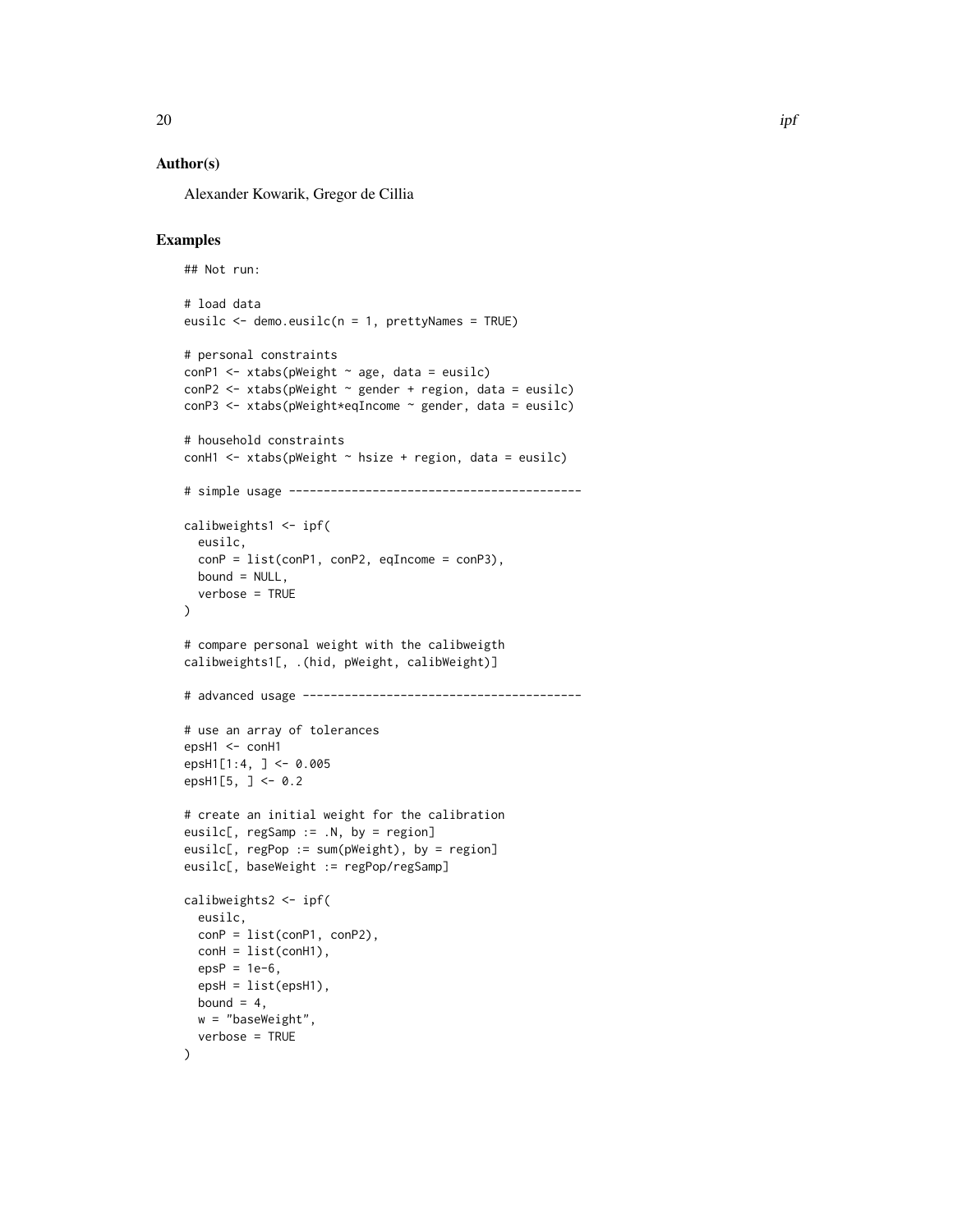## Author(s)

Alexander Kowarik, Gregor de Cillia

## Examples

```
## Not run:

# load data
eusilc <- demo.eusilc(n = 1, prettyNames = TRUE)

# personal constraints
conP1 <- xtabs(pWeight ~ age, data = eusilc)
conP2 <- xtabs(pWeight ~ gender + region, data = eusilc)
conP3 <- xtabs(pWeight*eqIncome ~ gender, data = eusilc)

# household constraints
conH1 <- xtabs(pWeight ~ hsize + region, data = eusilc)

# simple usage ------------------------------------------

calibweights1 <- ipf(
  eusilc,
  conP = list(conP1, conP2, eqIncome = conP3),
  bound = NULL,
  verbose = TRUE
)

# compare personal weight with the calibweigth
calibweights1[, .(hid, pWeight, calibWeight)]

# advanced usage ----------------------------------------

# use an array of tolerances
epsH1 <- conH1
epsH1[1:4, ] <- 0.005
epsH1[5, ] <- 0.2

# create an initial weight for the calibration
eusilc[, regSamp := .N, by = region]
eusilc[, regPop := sum(pWeight), by = region]
eusilc[, baseWeight := regPop/regSamp]

calibweights2 <- ipf(
  eusilc,
  conP = list(conP1, conP2),
  conH = list(conH1),
  epsP = 1e-6,
  epsH = list(epsH1),
  bound = 4,
  w = "baseWeight",
  verbose = TRUE
)
```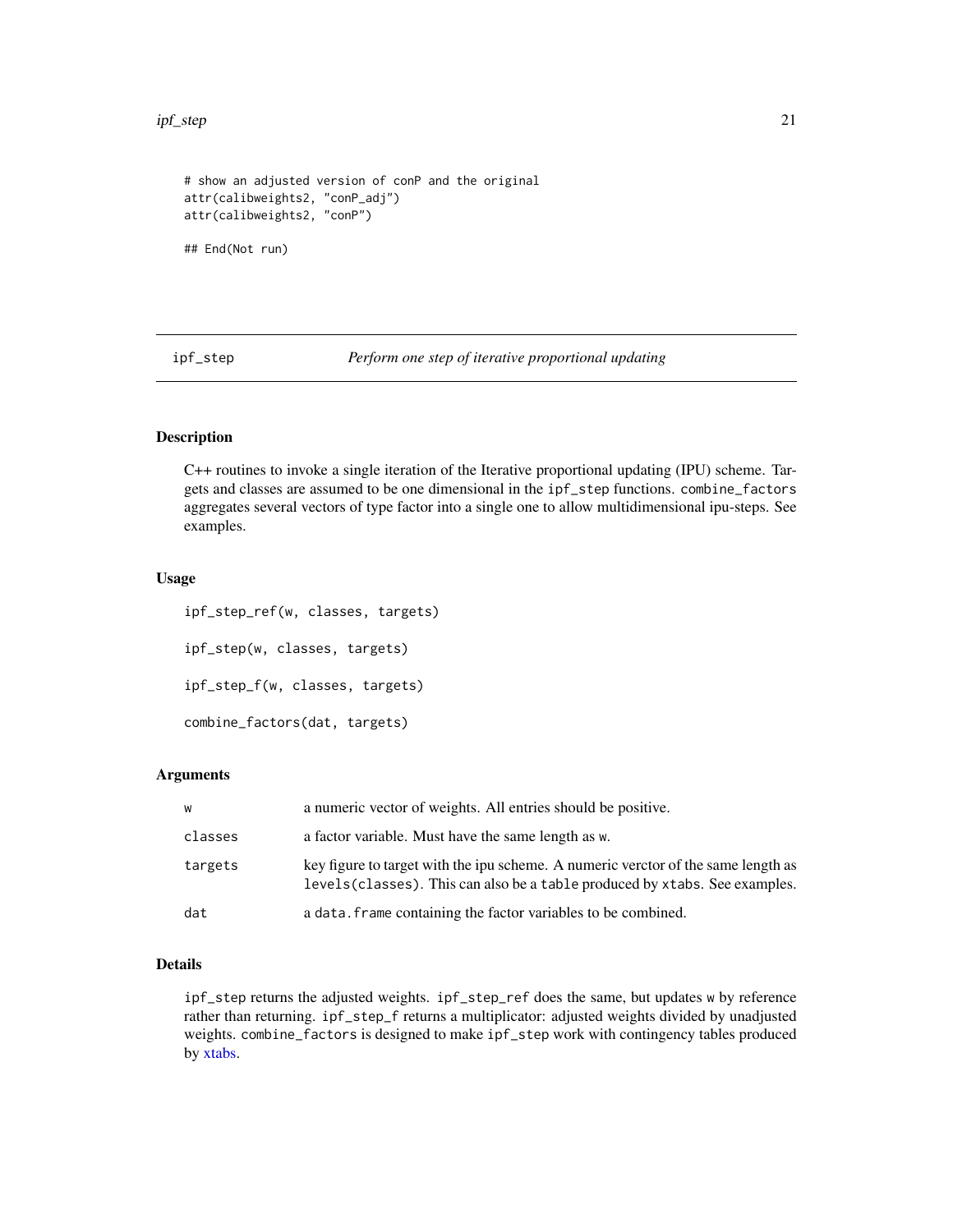```
# show an adjusted version of conP and the original
attr(calibweights2, "conP_adj")
attr(calibweights2, "conP")

## End(Not run)
```

## ipf_step — *Perform one step of iterative proportional updating*

### Description

C++ routines to invoke a single iteration of the Iterative proportional updating (IPU) scheme. Targets and classes are assumed to be one dimensional in the `ipf_step` functions. `combine_factors` aggregates several vectors of type factor into a single one to allow multidimensional ipu-steps. See examples.

### Usage

```
ipf_step_ref(w, classes, targets)

ipf_step(w, classes, targets)

ipf_step_f(w, classes, targets)

combine_factors(dat, targets)
```

### Arguments

| | |
|---|---|
| `w` | a numeric vector of weights. All entries should be positive. |
| `classes` | a factor variable. Must have the same length as `w`. |
| `targets` | key figure to target with the ipu scheme. A numeric verctor of the same length as `levels(classes)`. This can also be a `table` produced by `xtabs`. See examples. |
| `dat` | a `data.frame` containing the factor variables to be combined. |

### Details

`ipf_step` returns the adjusted weights. `ipf_step_ref` does the same, but updates `w` by reference rather than returning. `ipf_step_f` returns a multiplicator: adjusted weights divided by unadjusted weights. `combine_factors` is designed to make `ipf_step` work with contingency tables produced by xtabs.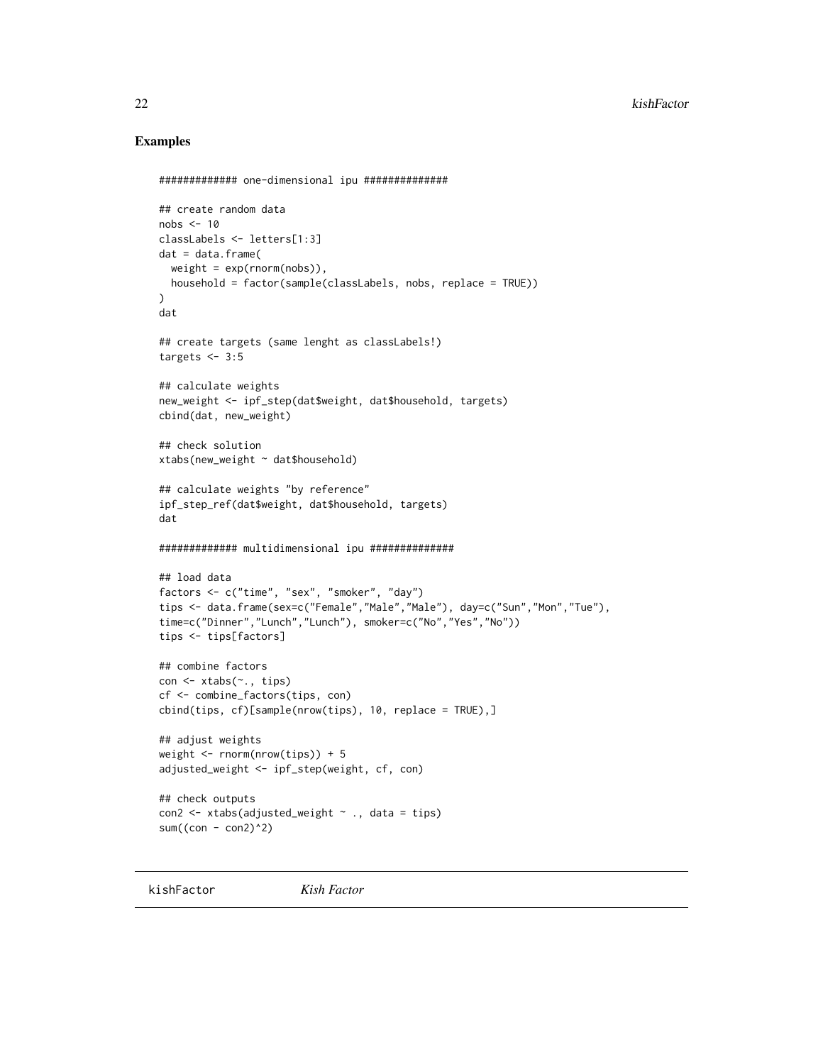## Examples

```
############# one-dimensional ipu ##############

## create random data
nobs <- 10
classLabels <- letters[1:3]
dat = data.frame(
  weight = exp(rnorm(nobs)),
  household = factor(sample(classLabels, nobs, replace = TRUE))
)
dat

## create targets (same lenght as classLabels!)
targets <- 3:5

## calculate weights
new_weight <- ipf_step(dat$weight, dat$household, targets)
cbind(dat, new_weight)

## check solution
xtabs(new_weight ~ dat$household)

## calculate weights "by reference"
ipf_step_ref(dat$weight, dat$household, targets)
dat

############# multidimensional ipu ##############

## load data
factors <- c("time", "sex", "smoker", "day")
tips <- data.frame(sex=c("Female","Male","Male"), day=c("Sun","Mon","Tue"),
time=c("Dinner","Lunch","Lunch"), smoker=c("No","Yes","No"))
tips <- tips[factors]

## combine factors
con <- xtabs(~., tips)
cf <- combine_factors(tips, con)
cbind(tips, cf)[sample(nrow(tips), 10, replace = TRUE),]

## adjust weights
weight <- rnorm(nrow(tips)) + 5
adjusted_weight <- ipf_step(weight, cf, con)

## check outputs
con2 <- xtabs(adjusted_weight ~ ., data = tips)
sum((con - con2)^2)
```

---

kishFactor *Kish Factor*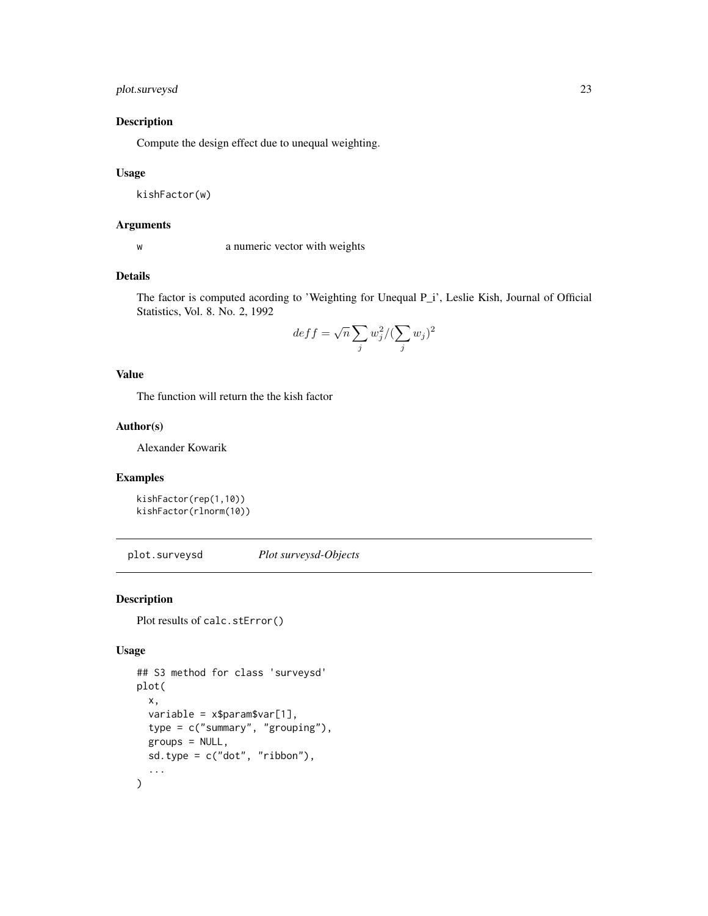## Description

Compute the design effect due to unequal weighting.

## Usage

```
kishFactor(w)
```

## Arguments

w    a numeric vector with weights

## Details

The factor is computed acording to 'Weighting for Unequal P_i', Leslie Kish, Journal of Official Statistics, Vol. 8. No. 2, 1992

$$deff = \sqrt{n} \sum_j w_j^2 / (\sum_j w_j)^2$$

## Value

The function will return the the kish factor

## Author(s)

Alexander Kowarik

## Examples

```
kishFactor(rep(1,10))
kishFactor(rlnorm(10))
```

---

# plot.surveysd    *Plot surveysd-Objects*

## Description

Plot results of `calc.stError()`

## Usage

```
## S3 method for class 'surveysd'
plot(
  x,
  variable = x$param$var[1],
  type = c("summary", "grouping"),
  groups = NULL,
  sd.type = c("dot", "ribbon"),
  ...
)
```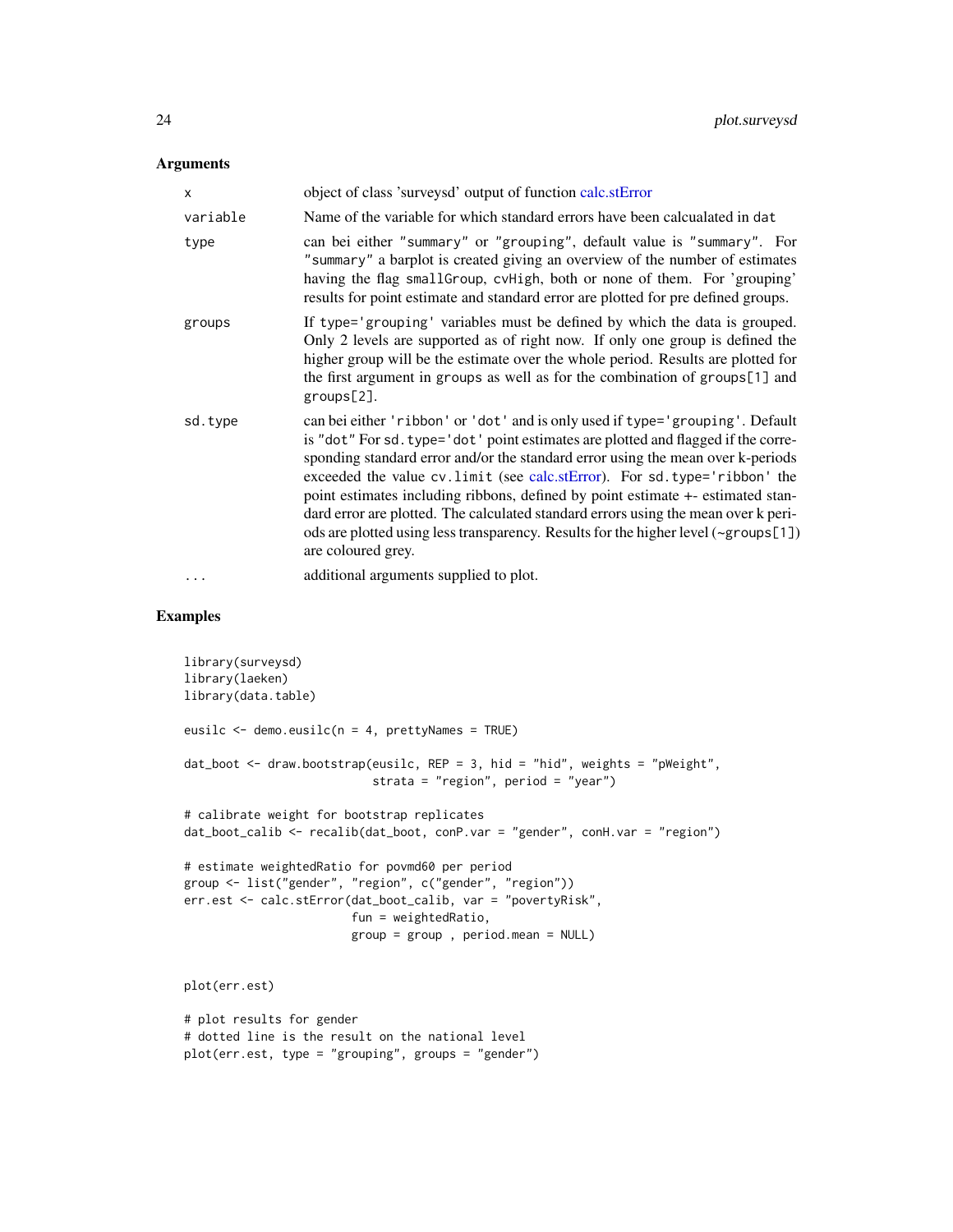## Arguments

| | |
|---|---|
| x | object of class 'surveysd' output of function calc.stError |
| variable | Name of the variable for which standard errors have been calcualated in dat |
| type | can bei either "summary" or "grouping", default value is "summary". For "summary" a barplot is created giving an overview of the number of estimates having the flag smallGroup, cvHigh, both or none of them. For 'grouping' results for point estimate and standard error are plotted for pre defined groups. |
| groups | If type='grouping' variables must be defined by which the data is grouped. Only 2 levels are supported as of right now. If only one group is defined the higher group will be the estimate over the whole period. Results are plotted for the first argument in groups as well as for the combination of groups[1] and groups[2]. |
| sd.type | can bei either 'ribbon' or 'dot' and is only used if type='grouping'. Default is "dot" For sd.type='dot' point estimates are plotted and flagged if the corresponding standard error and/or the standard error using the mean over k-periods exceeded the value cv.limit (see calc.stError). For sd.type='ribbon' the point estimates including ribbons, defined by point estimate +- estimated standard error are plotted. The calculated standard errors using the mean over k periods are plotted using less transparency. Results for the higher level (~groups[1]) are coloured grey. |
| ... | additional arguments supplied to plot. |

## Examples

```
library(surveysd)
library(laeken)
library(data.table)

eusilc <- demo.eusilc(n = 4, prettyNames = TRUE)

dat_boot <- draw.bootstrap(eusilc, REP = 3, hid = "hid", weights = "pWeight",
                           strata = "region", period = "year")

# calibrate weight for bootstrap replicates
dat_boot_calib <- recalib(dat_boot, conP.var = "gender", conH.var = "region")

# estimate weightedRatio for povmd60 per period
group <- list("gender", "region", c("gender", "region"))
err.est <- calc.stError(dat_boot_calib, var = "povertyRisk",
                        fun = weightedRatio,
                        group = group , period.mean = NULL)


plot(err.est)

# plot results for gender
# dotted line is the result on the national level
plot(err.est, type = "grouping", groups = "gender")
```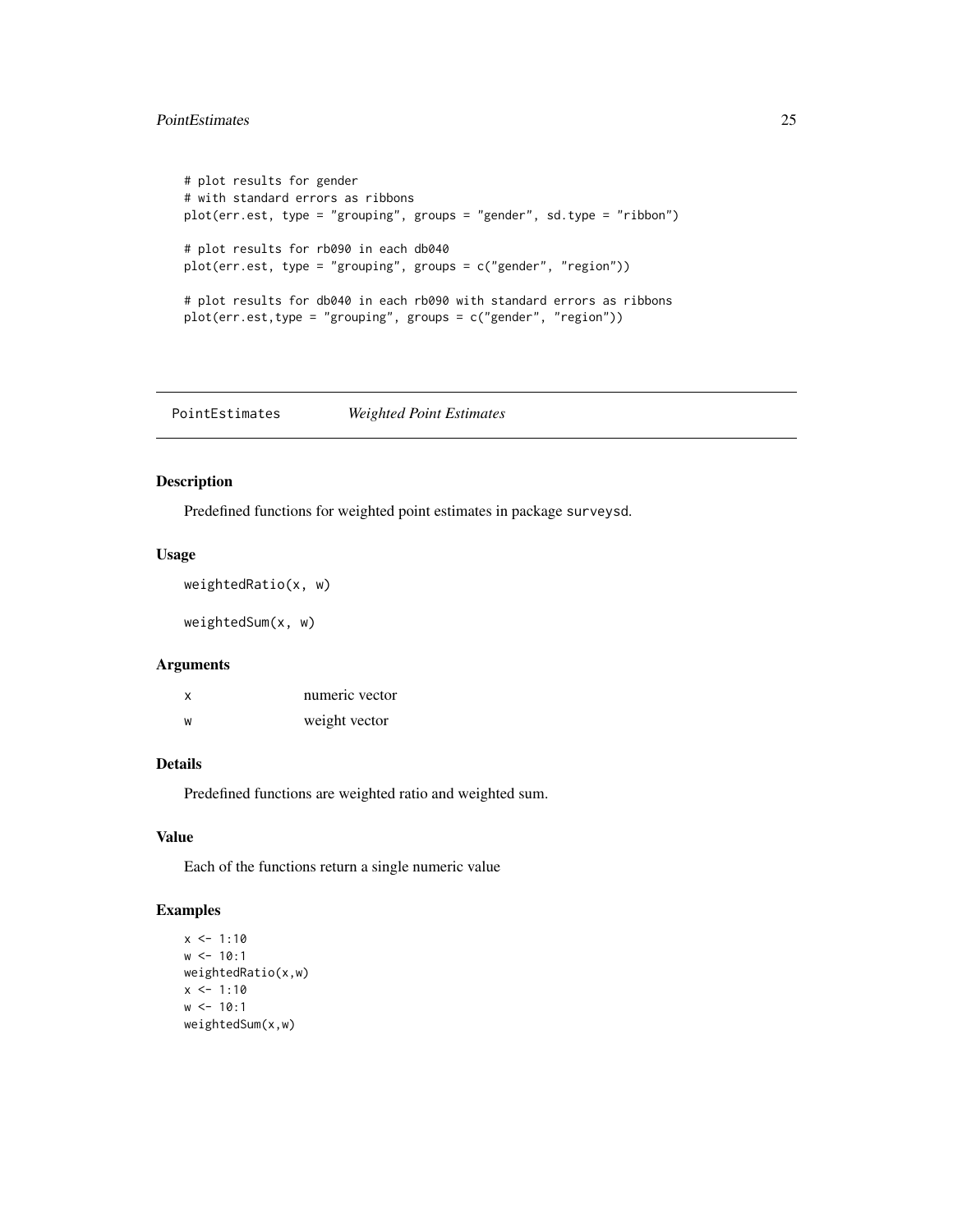```
# plot results for gender
# with standard errors as ribbons
plot(err.est, type = "grouping", groups = "gender", sd.type = "ribbon")

# plot results for rb090 in each db040
plot(err.est, type = "grouping", groups = c("gender", "region"))

# plot results for db040 in each rb090 with standard errors as ribbons
plot(err.est,type = "grouping", groups = c("gender", "region"))
```

---

## PointEstimates *Weighted Point Estimates*

---

### Description

Predefined functions for weighted point estimates in package surveysd.

### Usage

```
weightedRatio(x, w)

weightedSum(x, w)
```

### Arguments

| | |
|---|---|
| x | numeric vector |
| w | weight vector |

### Details

Predefined functions are weighted ratio and weighted sum.

### Value

Each of the functions return a single numeric value

### Examples

```
x <- 1:10
w <- 10:1
weightedRatio(x,w)
x <- 1:10
w <- 10:1
weightedSum(x,w)
```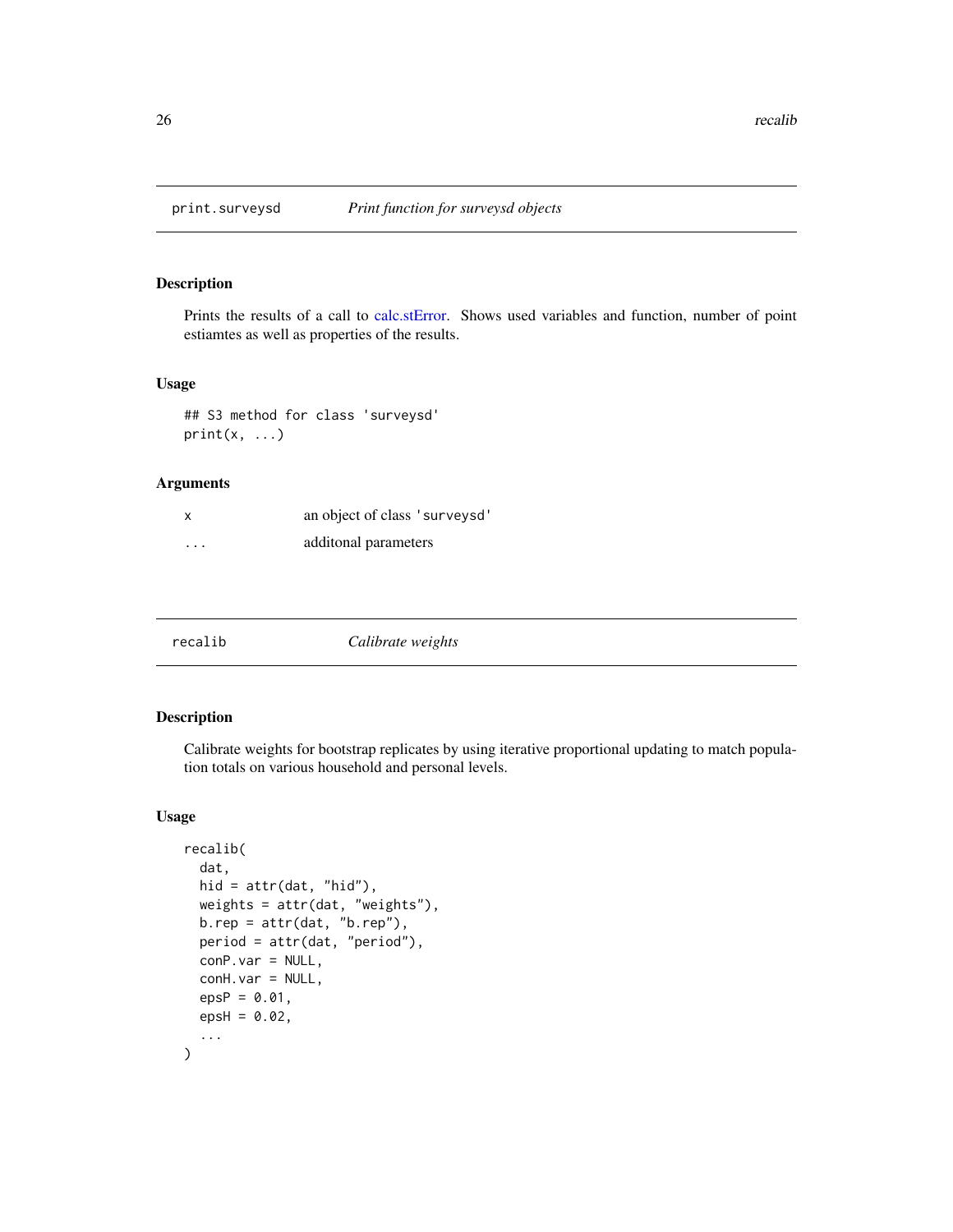## print.surveysd — *Print function for surveysd objects*

### Description

Prints the results of a call to calc.stError. Shows used variables and function, number of point estiamtes as well as properties of the results.

### Usage

```
## S3 method for class 'surveysd'
print(x, ...)
```

### Arguments

| | |
|---|---|
| x | an object of class 'surveysd' |
| ... | additonal parameters |

## recalib — *Calibrate weights*

### Description

Calibrate weights for bootstrap replicates by using iterative proportional updating to match population totals on various household and personal levels.

### Usage

```
recalib(
  dat,
  hid = attr(dat, "hid"),
  weights = attr(dat, "weights"),
  b.rep = attr(dat, "b.rep"),
  period = attr(dat, "period"),
  conP.var = NULL,
  conH.var = NULL,
  epsP = 0.01,
  epsH = 0.02,
  ...
)
```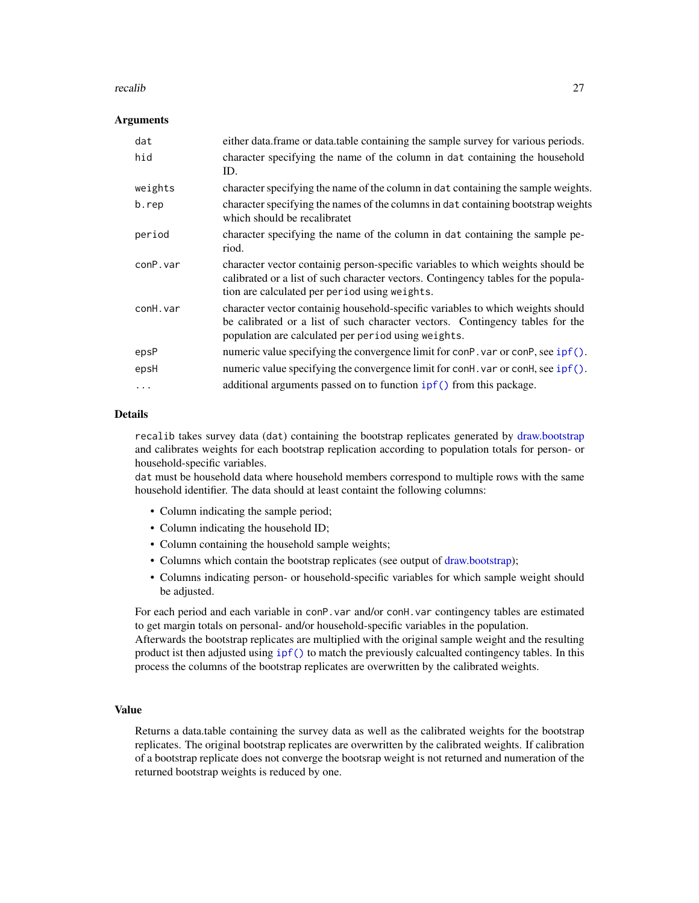### Arguments

| | |
|---|---|
| `dat` | either data.frame or data.table containing the sample survey for various periods. |
| `hid` | character specifying the name of the column in `dat` containing the household ID. |
| `weights` | character specifying the name of the column in `dat` containing the sample weights. |
| `b.rep` | character specifying the names of the columns in `dat` containing bootstrap weights which should be recalibratet |
| `period` | character specifying the name of the column in `dat` containing the sample period. |
| `conP.var` | character vector containig person-specific variables to which weights should be calibrated or a list of such character vectors. Contingency tables for the population are calculated per `period` using `weights`. |
| `conH.var` | character vector containig household-specific variables to which weights should be calibrated or a list of such character vectors. Contingency tables for the population are calculated per `period` using `weights`. |
| `epsP` | numeric value specifying the convergence limit for `conP.var` or `conP`, see `ipf()`. |
| `epsH` | numeric value specifying the convergence limit for `conH.var` or `conH`, see `ipf()`. |
| `...` | additional arguments passed on to function `ipf()` from this package. |

### Details

`recalib` takes survey data (`dat`) containing the bootstrap replicates generated by draw.bootstrap and calibrates weights for each bootstrap replication according to population totals for person- or household-specific variables.
`dat` must be household data where household members correspond to multiple rows with the same household identifier. The data should at least containt the following columns:

- Column indicating the sample period;
- Column indicating the household ID;
- Column containing the household sample weights;
- Columns which contain the bootstrap replicates (see output of draw.bootstrap);
- Columns indicating person- or household-specific variables for which sample weight should be adjusted.

For each period and each variable in `conP.var` and/or `conH.var` contingency tables are estimated to get margin totals on personal- and/or household-specific variables in the population.
Afterwards the bootstrap replicates are multiplied with the original sample weight and the resulting product ist then adjusted using `ipf()` to match the previously calcualted contingency tables. In this process the columns of the bootstrap replicates are overwritten by the calibrated weights.

### Value

Returns a data.table containing the survey data as well as the calibrated weights for the bootstrap replicates. The original bootstrap replicates are overwritten by the calibrated weights. If calibration of a bootstrap replicate does not converge the bootsrap weight is not returned and numeration of the returned bootstrap weights is reduced by one.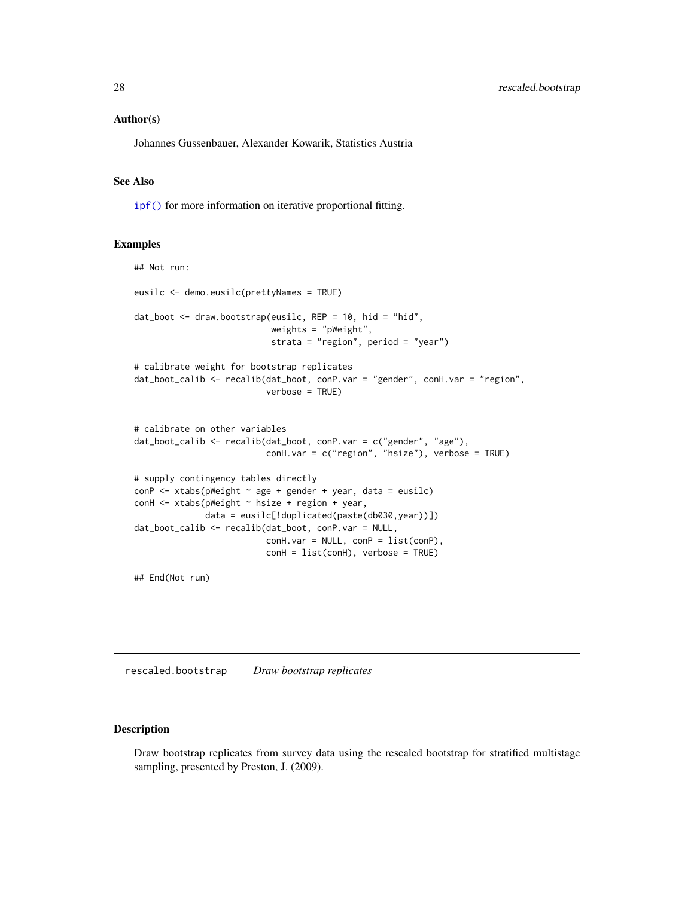### Author(s)

Johannes Gussenbauer, Alexander Kowarik, Statistics Austria

### See Also

ipf() for more information on iterative proportional fitting.

### Examples

```
## Not run:

eusilc <- demo.eusilc(prettyNames = TRUE)

dat_boot <- draw.bootstrap(eusilc, REP = 10, hid = "hid",
                           weights = "pWeight",
                           strata = "region", period = "year")

# calibrate weight for bootstrap replicates
dat_boot_calib <- recalib(dat_boot, conP.var = "gender", conH.var = "region",
                          verbose = TRUE)


# calibrate on other variables
dat_boot_calib <- recalib(dat_boot, conP.var = c("gender", "age"),
                          conH.var = c("region", "hsize"), verbose = TRUE)

# supply contingency tables directly
conP <- xtabs(pWeight ~ age + gender + year, data = eusilc)
conH <- xtabs(pWeight ~ hsize + region + year,
              data = eusilc[!duplicated(paste(db030,year))])
dat_boot_calib <- recalib(dat_boot, conP.var = NULL,
                          conH.var = NULL, conP = list(conP),
                          conH = list(conH), verbose = TRUE)

## End(Not run)
```

## rescaled.bootstrap *Draw bootstrap replicates*

### Description

Draw bootstrap replicates from survey data using the rescaled bootstrap for stratified multistage sampling, presented by Preston, J. (2009).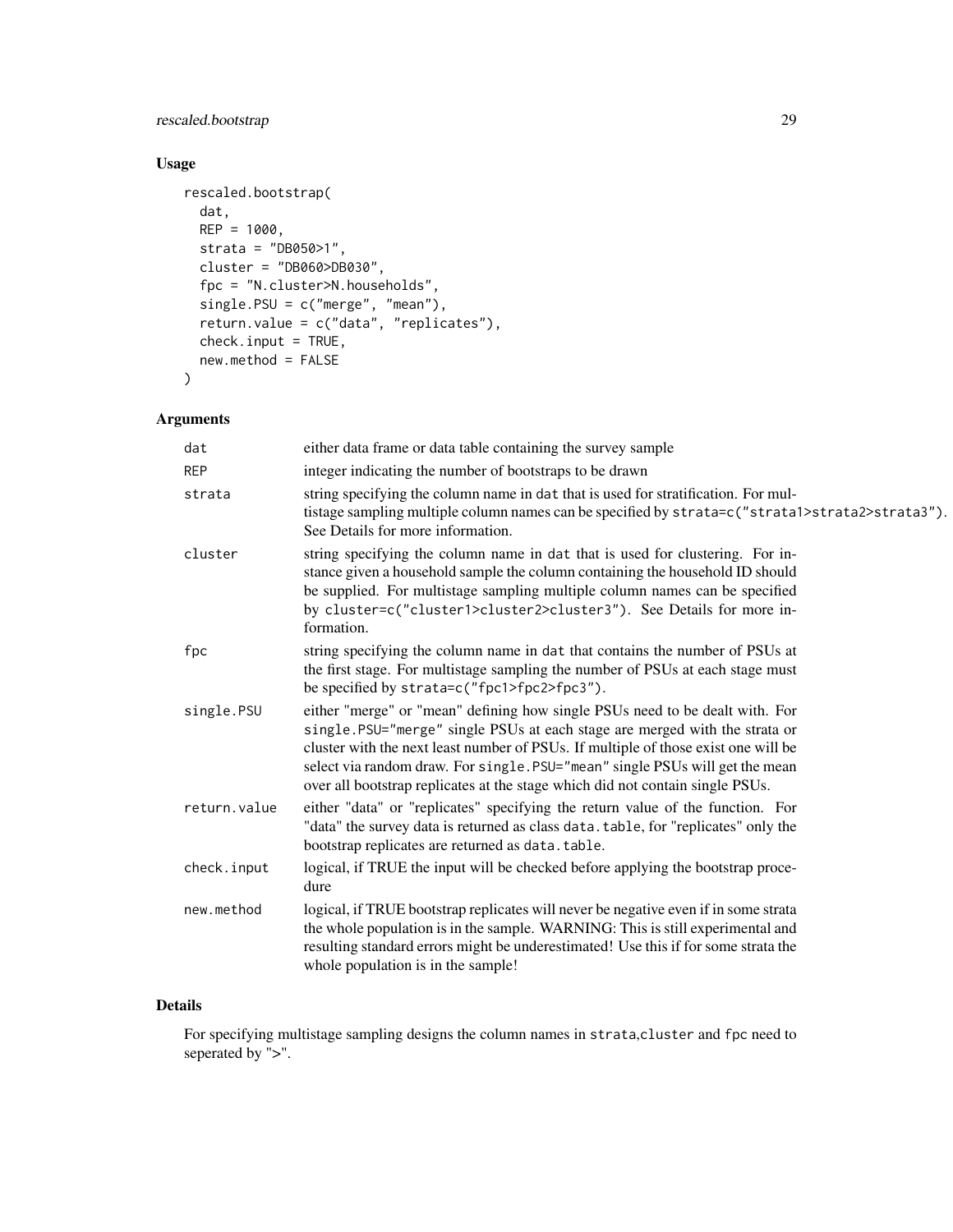## Usage

```
rescaled.bootstrap(
  dat,
  REP = 1000,
  strata = "DB050>1",
  cluster = "DB060>DB030",
  fpc = "N.cluster>N.households",
  single.PSU = c("merge", "mean"),
  return.value = c("data", "replicates"),
  check.input = TRUE,
  new.method = FALSE
)
```

## Arguments

| | |
|---|---|
| `dat` | either data frame or data table containing the survey sample |
| `REP` | integer indicating the number of bootstraps to be drawn |
| `strata` | string specifying the column name in `dat` that is used for stratification. For multistage sampling multiple column names can be specified by `strata=c("strata1>strata2>strata3")`. See Details for more information. |
| `cluster` | string specifying the column name in `dat` that is used for clustering. For instance given a household sample the column containing the household ID should be supplied. For multistage sampling multiple column names can be specified by `cluster=c("cluster1>cluster2>cluster3")`. See Details for more information. |
| `fpc` | string specifying the column name in `dat` that contains the number of PSUs at the first stage. For multistage sampling the number of PSUs at each stage must be specified by `strata=c("fpc1>fpc2>fpc3")`. |
| `single.PSU` | either "merge" or "mean" defining how single PSUs need to be dealt with. For `single.PSU="merge"` single PSUs at each stage are merged with the strata or cluster with the next least number of PSUs. If multiple of those exist one will be select via random draw. For `single.PSU="mean"` single PSUs will get the mean over all bootstrap replicates at the stage which did not contain single PSUs. |
| `return.value` | either "data" or "replicates" specifying the return value of the function. For "data" the survey data is returned as class `data.table`, for "replicates" only the bootstrap replicates are returned as `data.table`. |
| `check.input` | logical, if TRUE the input will be checked before applying the bootstrap procedure |
| `new.method` | logical, if TRUE bootstrap replicates will never be negative even if in some strata the whole population is in the sample. WARNING: This is still experimental and resulting standard errors might be underestimated! Use this if for some strata the whole population is in the sample! |

## Details

For specifying multistage sampling designs the column names in `strata`,`cluster` and `fpc` need to seperated by ">".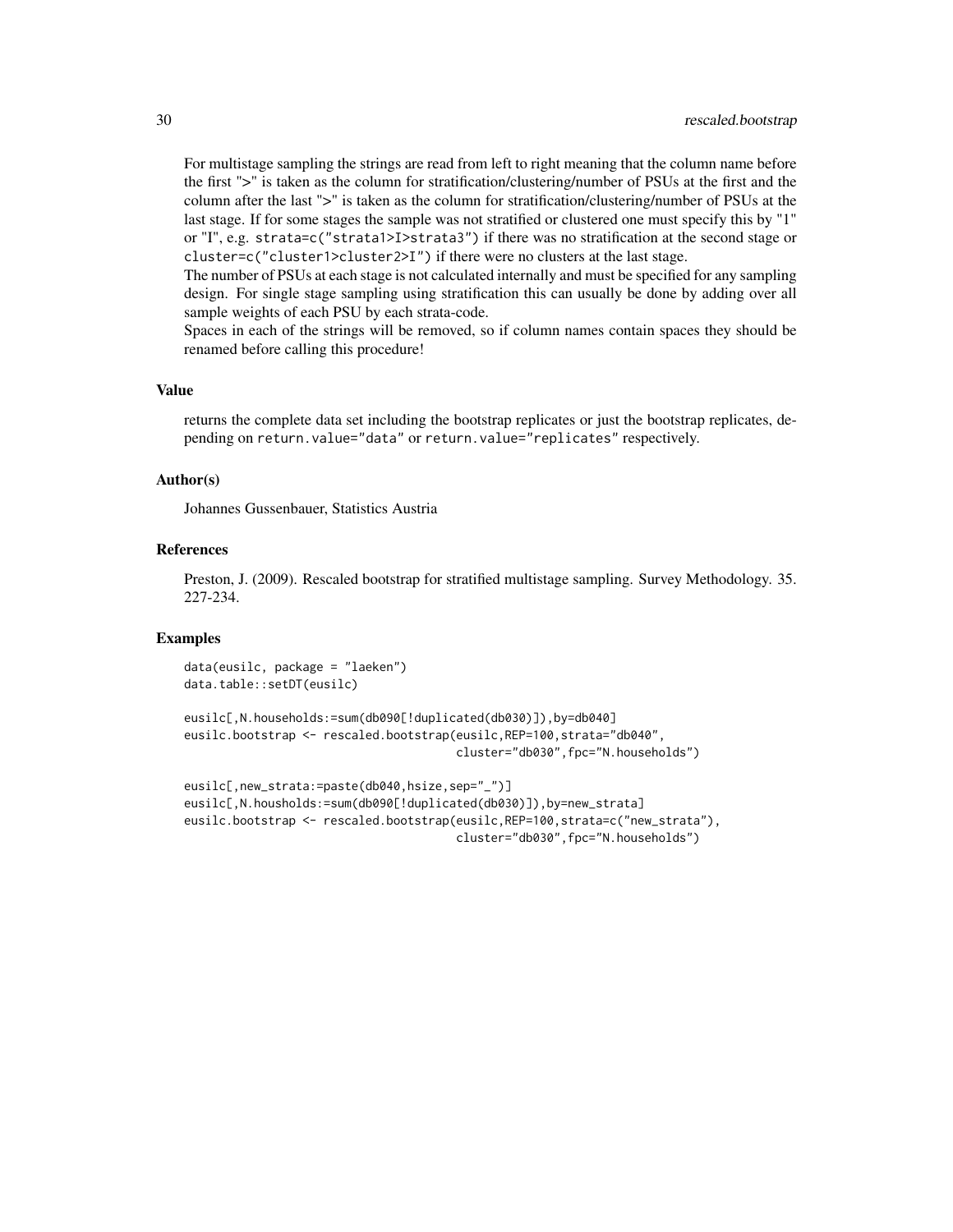For multistage sampling the strings are read from left to right meaning that the column name before the first ">" is taken as the column for stratification/clustering/number of PSUs at the first and the column after the last ">" is taken as the column for stratification/clustering/number of PSUs at the last stage. If for some stages the sample was not stratified or clustered one must specify this by "1" or "I", e.g. `strata=c("strata1>I>strata3")` if there was no stratification at the second stage or `cluster=c("cluster1>cluster2>I")` if there were no clusters at the last stage.
The number of PSUs at each stage is not calculated internally and must be specified for any sampling design. For single stage sampling using stratification this can usually be done by adding over all sample weights of each PSU by each strata-code.
Spaces in each of the strings will be removed, so if column names contain spaces they should be renamed before calling this procedure!

## Value

returns the complete data set including the bootstrap replicates or just the bootstrap replicates, depending on `return.value="data"` or `return.value="replicates"` respectively.

## Author(s)

Johannes Gussenbauer, Statistics Austria

## References

Preston, J. (2009). Rescaled bootstrap for stratified multistage sampling. Survey Methodology. 35. 227-234.

## Examples

```
data(eusilc, package = "laeken")
data.table::setDT(eusilc)

eusilc[,N.households:=sum(db090[!duplicated(db030)]),by=db040]
eusilc.bootstrap <- rescaled.bootstrap(eusilc,REP=100,strata="db040",
                                        cluster="db030",fpc="N.households")

eusilc[,new_strata:=paste(db040,hsize,sep="_")]
eusilc[,N.housholds:=sum(db090[!duplicated(db030)]),by=new_strata]
eusilc.bootstrap <- rescaled.bootstrap(eusilc,REP=100,strata=c("new_strata"),
                                        cluster="db030",fpc="N.households")
```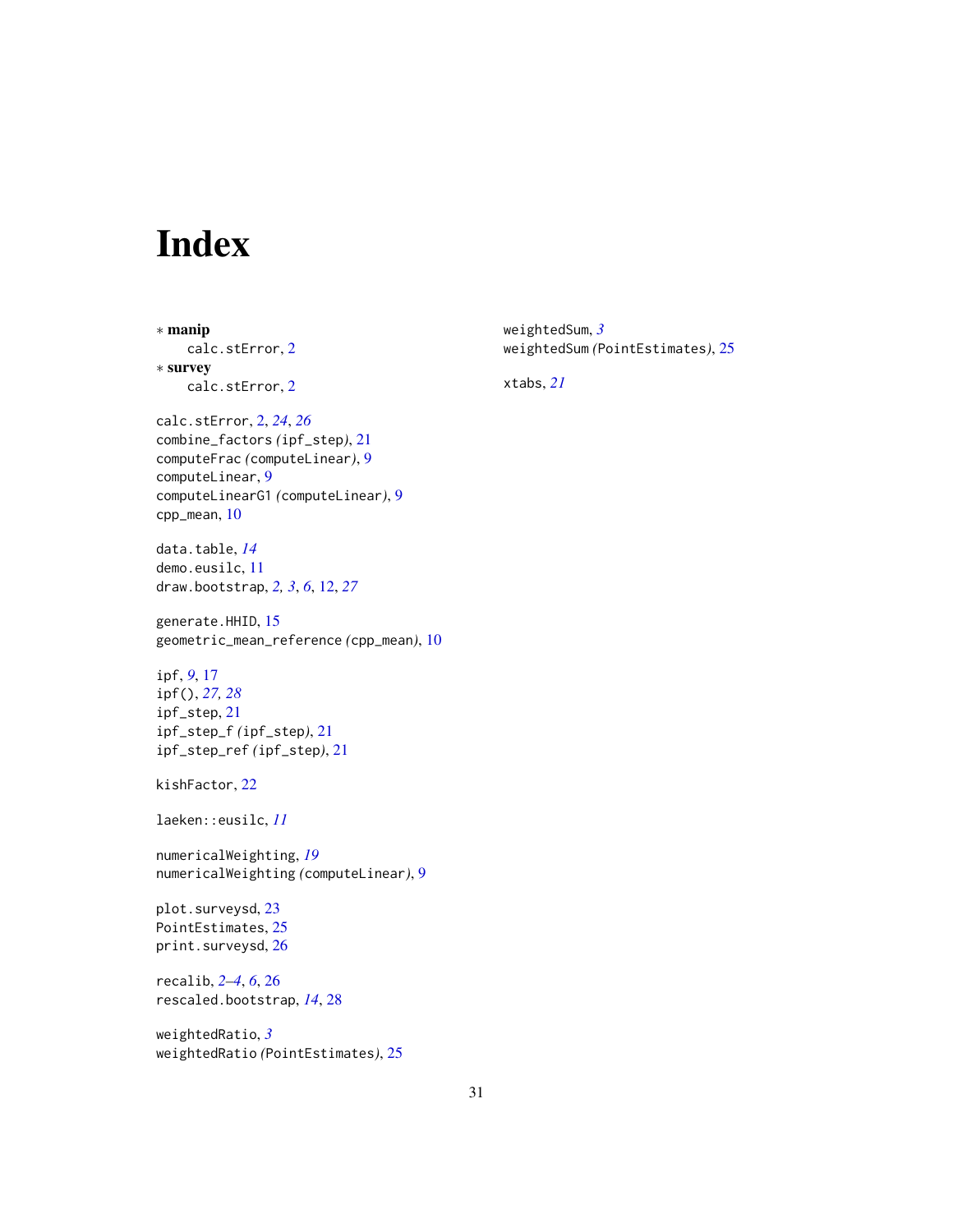# Index

∗ **manip**
  calc.stError, 2
∗ **survey**
  calc.stError, 2

calc.stError, 2, *24*, *26*
combine_factors *(*ipf_step*)*, 21
computeFrac *(*computeLinear*)*, 9
computeLinear, 9
computeLinearG1 *(*computeLinear*)*, 9
cpp_mean, 10

data.table, *14*
demo.eusilc, 11
draw.bootstrap, *2, 3*, *6*, 12, *27*

generate.HHID, 15
geometric_mean_reference *(*cpp_mean*)*, 10

ipf, *9*, 17
ipf(), *27, 28*
ipf_step, 21
ipf_step_f *(*ipf_step*)*, 21
ipf_step_ref *(*ipf_step*)*, 21

kishFactor, 22

laeken::eusilc, *11*

numericalWeighting, *19*
numericalWeighting *(*computeLinear*)*, 9

plot.surveysd, 23
PointEstimates, 25
print.surveysd, 26

recalib, *2–4*, *6*, 26
rescaled.bootstrap, *14*, 28

weightedRatio, *3*
weightedRatio *(*PointEstimates*)*, 25
weightedSum, *3*
weightedSum *(*PointEstimates*)*, 25

xtabs, *21*